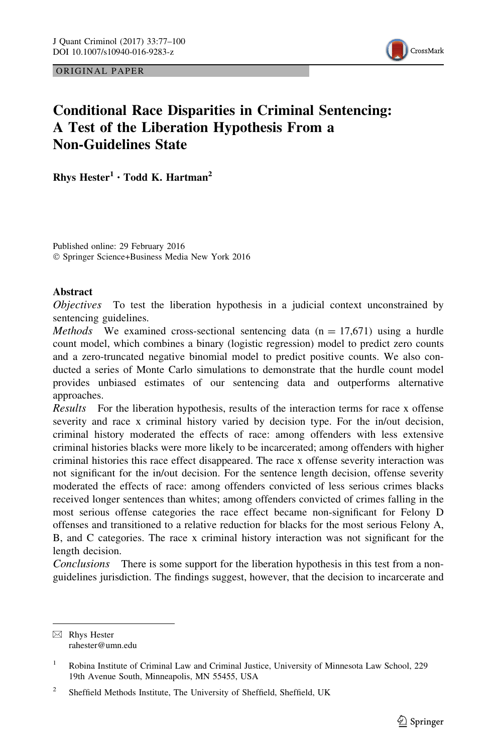ORIGINAL PAPER

# Conditional Race Disparities in Criminal Sentencing: A Test of the Liberation Hypothesis From a Non-Guidelines State

**Rhys Hester[1] · Todd K. Hartman[2]**

Published online: 29 February 2016
© Springer Science+Business Media New York 2016

## Abstract

*Objectives* To test the liberation hypothesis in a judicial context unconstrained by sentencing guidelines.

*Methods* We examined cross-sectional sentencing data (n = 17,671) using a hurdle count model, which combines a binary (logistic regression) model to predict zero counts and a zero-truncated negative binomial model to predict positive counts. We also conducted a series of Monte Carlo simulations to demonstrate that the hurdle count model provides unbiased estimates of our sentencing data and outperforms alternative approaches.

*Results* For the liberation hypothesis, results of the interaction terms for race x offense severity and race x criminal history varied by decision type. For the in/out decision, criminal history moderated the effects of race: among offenders with less extensive criminal histories blacks were more likely to be incarcerated; among offenders with higher criminal histories this race effect disappeared. The race x offense severity interaction was not significant for the in/out decision. For the sentence length decision, offense severity moderated the effects of race: among offenders convicted of less serious crimes blacks received longer sentences than whites; among offenders convicted of crimes falling in the most serious offense categories the race effect became non-significant for Felony D offenses and transitioned to a relative reduction for blacks for the most serious Felony A, B, and C categories. The race x criminal history interaction was not significant for the length decision.

*Conclusions* There is some support for the liberation hypothesis in this test from a non-guidelines jurisdiction. The findings suggest, however, that the decision to incarcerate and

---

✉ Rhys Hester
rahester@umn.edu

[1] Robina Institute of Criminal Law and Criminal Justice, University of Minnesota Law School, 229 19th Avenue South, Minneapolis, MN 55455, USA

[2] Sheffield Methods Institute, The University of Sheffield, Sheffield, UK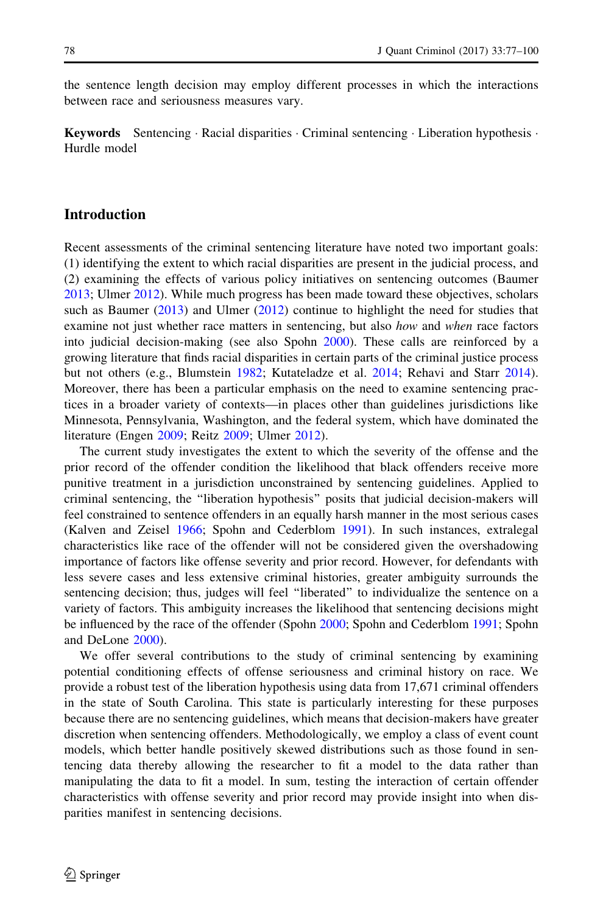the sentence length decision may employ different processes in which the interactions between race and seriousness measures vary.

**Keywords** Sentencing · Racial disparities · Criminal sentencing · Liberation hypothesis · Hurdle model

## Introduction

Recent assessments of the criminal sentencing literature have noted two important goals: (1) identifying the extent to which racial disparities are present in the judicial process, and (2) examining the effects of various policy initiatives on sentencing outcomes (Baumer 2013; Ulmer 2012). While much progress has been made toward these objectives, scholars such as Baumer (2013) and Ulmer (2012) continue to highlight the need for studies that examine not just whether race matters in sentencing, but also *how* and *when* race factors into judicial decision-making (see also Spohn 2000). These calls are reinforced by a growing literature that finds racial disparities in certain parts of the criminal justice process but not others (e.g., Blumstein 1982; Kutateladze et al. 2014; Rehavi and Starr 2014). Moreover, there has been a particular emphasis on the need to examine sentencing practices in a broader variety of contexts—in places other than guidelines jurisdictions like Minnesota, Pennsylvania, Washington, and the federal system, which have dominated the literature (Engen 2009; Reitz 2009; Ulmer 2012).

The current study investigates the extent to which the severity of the offense and the prior record of the offender condition the likelihood that black offenders receive more punitive treatment in a jurisdiction unconstrained by sentencing guidelines. Applied to criminal sentencing, the "liberation hypothesis" posits that judicial decision-makers will feel constrained to sentence offenders in an equally harsh manner in the most serious cases (Kalven and Zeisel 1966; Spohn and Cederblom 1991). In such instances, extralegal characteristics like race of the offender will not be considered given the overshadowing importance of factors like offense severity and prior record. However, for defendants with less severe cases and less extensive criminal histories, greater ambiguity surrounds the sentencing decision; thus, judges will feel "liberated" to individualize the sentence on a variety of factors. This ambiguity increases the likelihood that sentencing decisions might be influenced by the race of the offender (Spohn 2000; Spohn and Cederblom 1991; Spohn and DeLone 2000).

We offer several contributions to the study of criminal sentencing by examining potential conditioning effects of offense seriousness and criminal history on race. We provide a robust test of the liberation hypothesis using data from 17,671 criminal offenders in the state of South Carolina. This state is particularly interesting for these purposes because there are no sentencing guidelines, which means that decision-makers have greater discretion when sentencing offenders. Methodologically, we employ a class of event count models, which better handle positively skewed distributions such as those found in sentencing data thereby allowing the researcher to fit a model to the data rather than manipulating the data to fit a model. In sum, testing the interaction of certain offender characteristics with offense severity and prior record may provide insight into when disparities manifest in sentencing decisions.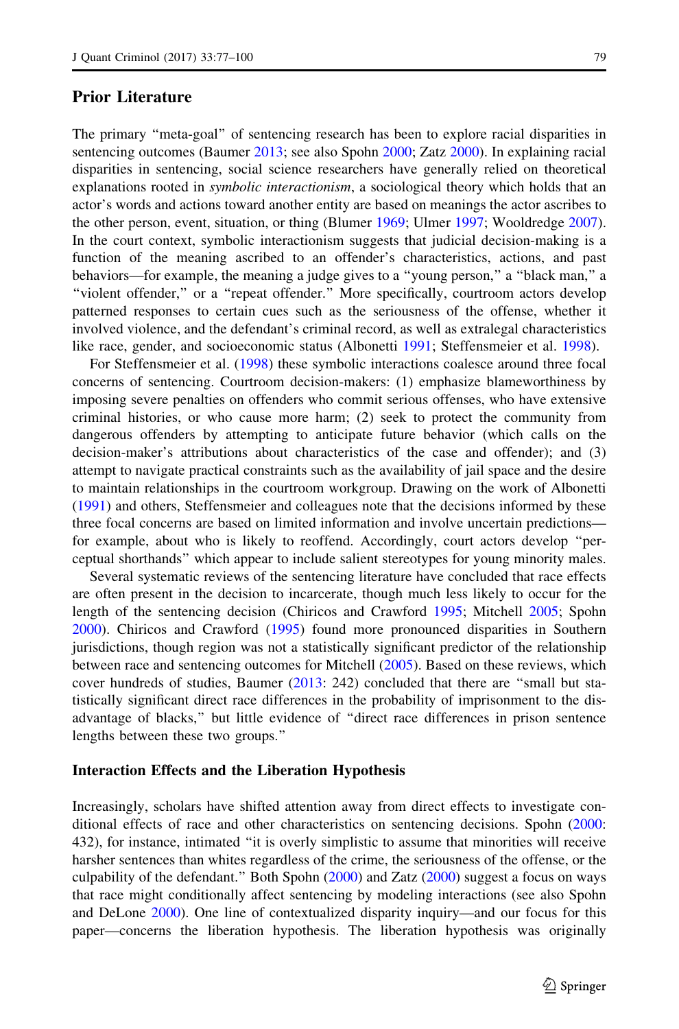## Prior Literature

The primary "meta-goal" of sentencing research has been to explore racial disparities in sentencing outcomes (Baumer 2013; see also Spohn 2000; Zatz 2000). In explaining racial disparities in sentencing, social science researchers have generally relied on theoretical explanations rooted in *symbolic interactionism*, a sociological theory which holds that an actor's words and actions toward another entity are based on meanings the actor ascribes to the other person, event, situation, or thing (Blumer 1969; Ulmer 1997; Wooldredge 2007). In the court context, symbolic interactionism suggests that judicial decision-making is a function of the meaning ascribed to an offender's characteristics, actions, and past behaviors—for example, the meaning a judge gives to a "young person," a "black man," a "violent offender," or a "repeat offender." More specifically, courtroom actors develop patterned responses to certain cues such as the seriousness of the offense, whether it involved violence, and the defendant's criminal record, as well as extralegal characteristics like race, gender, and socioeconomic status (Albonetti 1991; Steffensmeier et al. 1998).

For Steffensmeier et al. (1998) these symbolic interactions coalesce around three focal concerns of sentencing. Courtroom decision-makers: (1) emphasize blameworthiness by imposing severe penalties on offenders who commit serious offenses, who have extensive criminal histories, or who cause more harm; (2) seek to protect the community from dangerous offenders by attempting to anticipate future behavior (which calls on the decision-maker's attributions about characteristics of the case and offender); and (3) attempt to navigate practical constraints such as the availability of jail space and the desire to maintain relationships in the courtroom workgroup. Drawing on the work of Albonetti (1991) and others, Steffensmeier and colleagues note that the decisions informed by these three focal concerns are based on limited information and involve uncertain predictions—for example, about who is likely to reoffend. Accordingly, court actors develop "perceptual shorthands" which appear to include salient stereotypes for young minority males.

Several systematic reviews of the sentencing literature have concluded that race effects are often present in the decision to incarcerate, though much less likely to occur for the length of the sentencing decision (Chiricos and Crawford 1995; Mitchell 2005; Spohn 2000). Chiricos and Crawford (1995) found more pronounced disparities in Southern jurisdictions, though region was not a statistically significant predictor of the relationship between race and sentencing outcomes for Mitchell (2005). Based on these reviews, which cover hundreds of studies, Baumer (2013: 242) concluded that there are "small but statistically significant direct race differences in the probability of imprisonment to the disadvantage of blacks," but little evidence of "direct race differences in prison sentence lengths between these two groups."

### Interaction Effects and the Liberation Hypothesis

Increasingly, scholars have shifted attention away from direct effects to investigate conditional effects of race and other characteristics on sentencing decisions. Spohn (2000: 432), for instance, intimated "it is overly simplistic to assume that minorities will receive harsher sentences than whites regardless of the crime, the seriousness of the offense, or the culpability of the defendant." Both Spohn (2000) and Zatz (2000) suggest a focus on ways that race might conditionally affect sentencing by modeling interactions (see also Spohn and DeLone 2000). One line of contextualized disparity inquiry—and our focus for this paper—concerns the liberation hypothesis. The liberation hypothesis was originally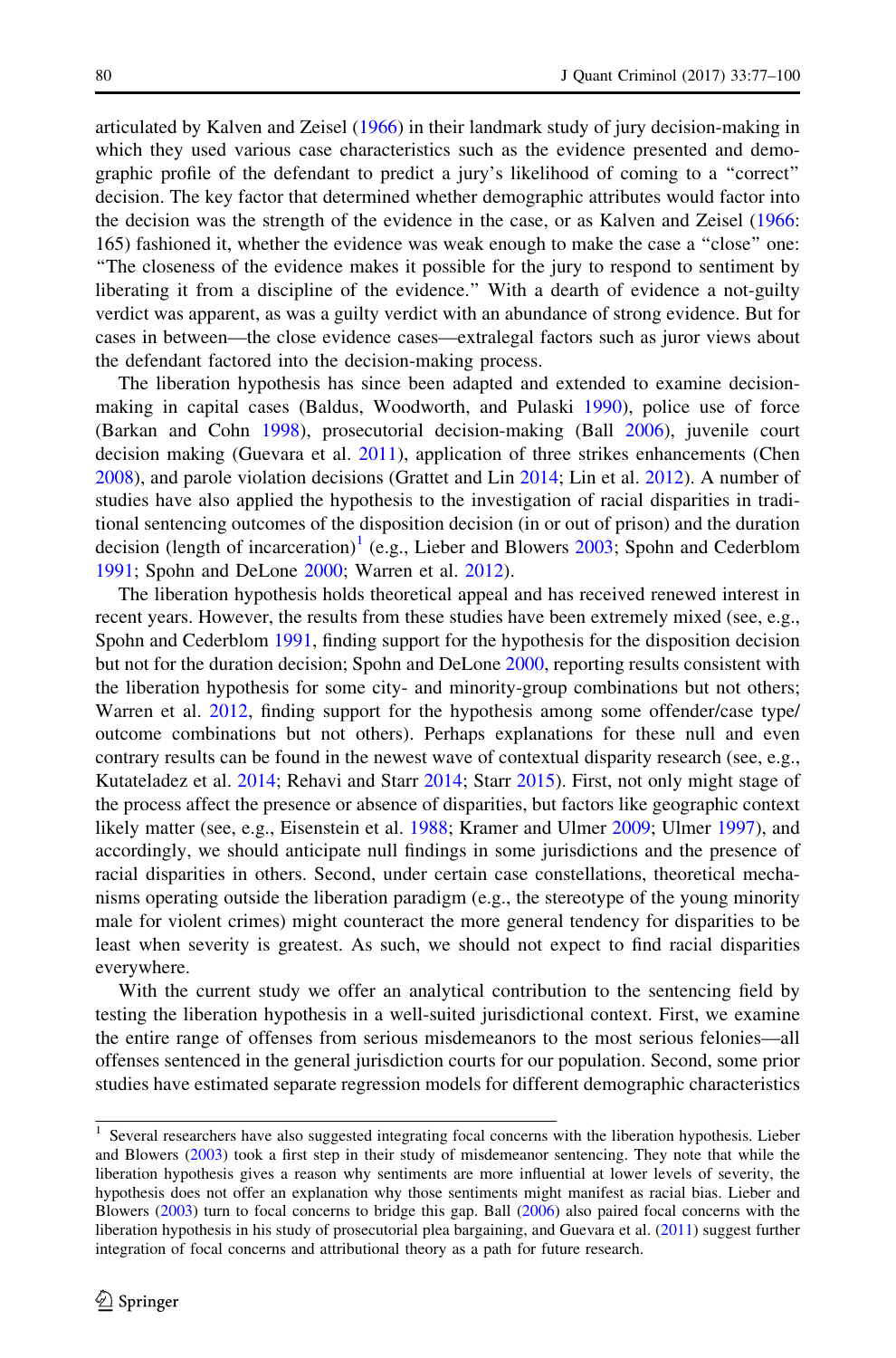articulated by Kalven and Zeisel (1966) in their landmark study of jury decision-making in which they used various case characteristics such as the evidence presented and demographic profile of the defendant to predict a jury's likelihood of coming to a "correct" decision. The key factor that determined whether demographic attributes would factor into the decision was the strength of the evidence in the case, or as Kalven and Zeisel (1966: 165) fashioned it, whether the evidence was weak enough to make the case a "close" one: "The closeness of the evidence makes it possible for the jury to respond to sentiment by liberating it from a discipline of the evidence." With a dearth of evidence a not-guilty verdict was apparent, as was a guilty verdict with an abundance of strong evidence. But for cases in between—the close evidence cases—extralegal factors such as juror views about the defendant factored into the decision-making process.

The liberation hypothesis has since been adapted and extended to examine decision-making in capital cases (Baldus, Woodworth, and Pulaski 1990), police use of force (Barkan and Cohn 1998), prosecutorial decision-making (Ball 2006), juvenile court decision making (Guevara et al. 2011), application of three strikes enhancements (Chen 2008), and parole violation decisions (Grattet and Lin 2014; Lin et al. 2012). A number of studies have also applied the hypothesis to the investigation of racial disparities in traditional sentencing outcomes of the disposition decision (in or out of prison) and the duration decision (length of incarceration)[1] (e.g., Lieber and Blowers 2003; Spohn and Cederblom 1991; Spohn and DeLone 2000; Warren et al. 2012).

The liberation hypothesis holds theoretical appeal and has received renewed interest in recent years. However, the results from these studies have been extremely mixed (see, e.g., Spohn and Cederblom 1991, finding support for the hypothesis for the disposition decision but not for the duration decision; Spohn and DeLone 2000, reporting results consistent with the liberation hypothesis for some city- and minority-group combinations but not others; Warren et al. 2012, finding support for the hypothesis among some offender/case type/outcome combinations but not others). Perhaps explanations for these null and even contrary results can be found in the newest wave of contextual disparity research (see, e.g., Kutateladez et al. 2014; Rehavi and Starr 2014; Starr 2015). First, not only might stage of the process affect the presence or absence of disparities, but factors like geographic context likely matter (see, e.g., Eisenstein et al. 1988; Kramer and Ulmer 2009; Ulmer 1997), and accordingly, we should anticipate null findings in some jurisdictions and the presence of racial disparities in others. Second, under certain case constellations, theoretical mechanisms operating outside the liberation paradigm (e.g., the stereotype of the young minority male for violent crimes) might counteract the more general tendency for disparities to be least when severity is greatest. As such, we should not expect to find racial disparities everywhere.

With the current study we offer an analytical contribution to the sentencing field by testing the liberation hypothesis in a well-suited jurisdictional context. First, we examine the entire range of offenses from serious misdemeanors to the most serious felonies—all offenses sentenced in the general jurisdiction courts for our population. Second, some prior studies have estimated separate regression models for different demographic characteristics

[1] Several researchers have also suggested integrating focal concerns with the liberation hypothesis. Lieber and Blowers (2003) took a first step in their study of misdemeanor sentencing. They note that while the liberation hypothesis gives a reason why sentiments are more influential at lower levels of severity, the hypothesis does not offer an explanation why those sentiments might manifest as racial bias. Lieber and Blowers (2003) turn to focal concerns to bridge this gap. Ball (2006) also paired focal concerns with the liberation hypothesis in his study of prosecutorial plea bargaining, and Guevara et al. (2011) suggest further integration of focal concerns and attributional theory as a path for future research.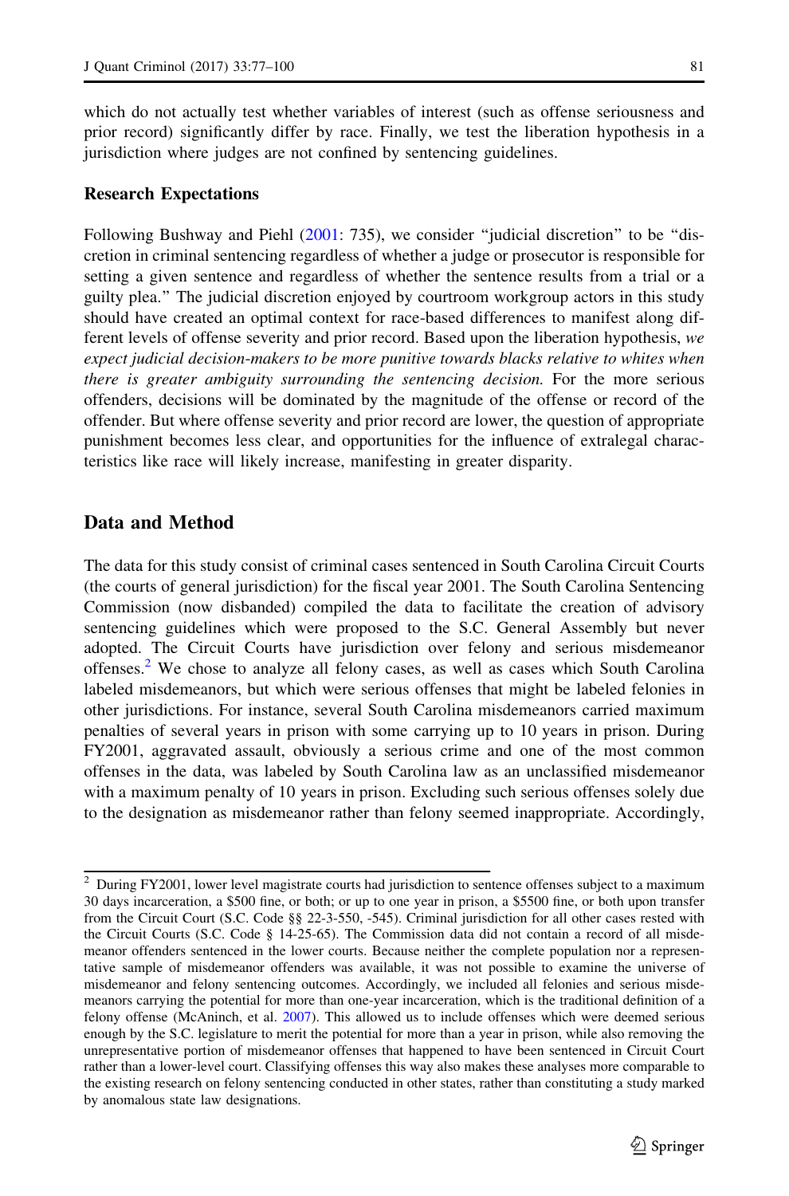which do not actually test whether variables of interest (such as offense seriousness and prior record) significantly differ by race. Finally, we test the liberation hypothesis in a jurisdiction where judges are not confined by sentencing guidelines.

### Research Expectations

Following Bushway and Piehl (2001: 735), we consider "judicial discretion" to be "discretion in criminal sentencing regardless of whether a judge or prosecutor is responsible for setting a given sentence and regardless of whether the sentence results from a trial or a guilty plea." The judicial discretion enjoyed by courtroom workgroup actors in this study should have created an optimal context for race-based differences to manifest along different levels of offense severity and prior record. Based upon the liberation hypothesis, *we expect judicial decision-makers to be more punitive towards blacks relative to whites when there is greater ambiguity surrounding the sentencing decision.* For the more serious offenders, decisions will be dominated by the magnitude of the offense or record of the offender. But where offense severity and prior record are lower, the question of appropriate punishment becomes less clear, and opportunities for the influence of extralegal characteristics like race will likely increase, manifesting in greater disparity.

## Data and Method

The data for this study consist of criminal cases sentenced in South Carolina Circuit Courts (the courts of general jurisdiction) for the fiscal year 2001. The South Carolina Sentencing Commission (now disbanded) compiled the data to facilitate the creation of advisory sentencing guidelines which were proposed to the S.C. General Assembly but never adopted. The Circuit Courts have jurisdiction over felony and serious misdemeanor offenses.[2] We chose to analyze all felony cases, as well as cases which South Carolina labeled misdemeanors, but which were serious offenses that might be labeled felonies in other jurisdictions. For instance, several South Carolina misdemeanors carried maximum penalties of several years in prison with some carrying up to 10 years in prison. During FY2001, aggravated assault, obviously a serious crime and one of the most common offenses in the data, was labeled by South Carolina law as an unclassified misdemeanor with a maximum penalty of 10 years in prison. Excluding such serious offenses solely due to the designation as misdemeanor rather than felony seemed inappropriate. Accordingly,

[2] During FY2001, lower level magistrate courts had jurisdiction to sentence offenses subject to a maximum 30 days incarceration, a $500 fine, or both; or up to one year in prison, a $5500 fine, or both upon transfer from the Circuit Court (S.C. Code §§ 22-3-550, -545). Criminal jurisdiction for all other cases rested with the Circuit Courts (S.C. Code § 14-25-65). The Commission data did not contain a record of all misdemeanor offenders sentenced in the lower courts. Because neither the complete population nor a representative sample of misdemeanor offenders was available, it was not possible to examine the universe of misdemeanor and felony sentencing outcomes. Accordingly, we included all felonies and serious misdemeanors carrying the potential for more than one-year incarceration, which is the traditional definition of a felony offense (McAninch, et al. 2007). This allowed us to include offenses which were deemed serious enough by the S.C. legislature to merit the potential for more than a year in prison, while also removing the unrepresentative portion of misdemeanor offenses that happened to have been sentenced in Circuit Court rather than a lower-level court. Classifying offenses this way also makes these analyses more comparable to the existing research on felony sentencing conducted in other states, rather than constituting a study marked by anomalous state law designations.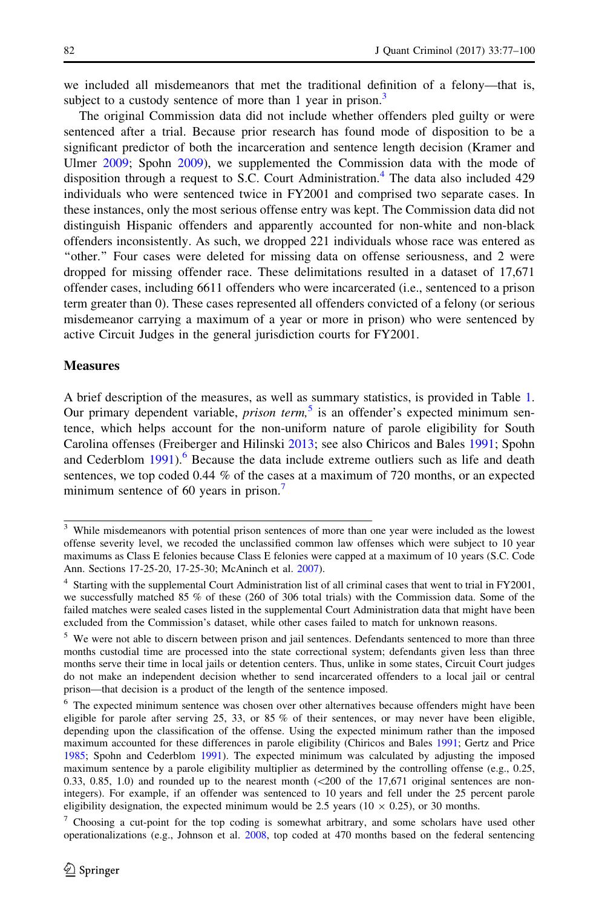we included all misdemeanors that met the traditional definition of a felony—that is, subject to a custody sentence of more than 1 year in prison.[3]

The original Commission data did not include whether offenders pled guilty or were sentenced after a trial. Because prior research has found mode of disposition to be a significant predictor of both the incarceration and sentence length decision (Kramer and Ulmer 2009; Spohn 2009), we supplemented the Commission data with the mode of disposition through a request to S.C. Court Administration.[4] The data also included 429 individuals who were sentenced twice in FY2001 and comprised two separate cases. In these instances, only the most serious offense entry was kept. The Commission data did not distinguish Hispanic offenders and apparently accounted for non-white and non-black offenders inconsistently. As such, we dropped 221 individuals whose race was entered as "other." Four cases were deleted for missing data on offense seriousness, and 2 were dropped for missing offender race. These delimitations resulted in a dataset of 17,671 offender cases, including 6611 offenders who were incarcerated (i.e., sentenced to a prison term greater than 0). These cases represented all offenders convicted of a felony (or serious misdemeanor carrying a maximum of a year or more in prison) who were sentenced by active Circuit Judges in the general jurisdiction courts for FY2001.

## Measures

A brief description of the measures, as well as summary statistics, is provided in Table 1. Our primary dependent variable, *prison term,*[5] is an offender's expected minimum sentence, which helps account for the non-uniform nature of parole eligibility for South Carolina offenses (Freiberger and Hilinski 2013; see also Chiricos and Bales 1991; Spohn and Cederblom 1991).[6] Because the data include extreme outliers such as life and death sentences, we top coded 0.44 % of the cases at a maximum of 720 months, or an expected minimum sentence of 60 years in prison.[7]

---

[3] While misdemeanors with potential prison sentences of more than one year were included as the lowest offense severity level, we recoded the unclassified common law offenses which were subject to 10 year maximums as Class E felonies because Class E felonies were capped at a maximum of 10 years (S.C. Code Ann. Sections 17-25-20, 17-25-30; McAninch et al. 2007).

[4] Starting with the supplemental Court Administration list of all criminal cases that went to trial in FY2001, we successfully matched 85 % of these (260 of 306 total trials) with the Commission data. Some of the failed matches were sealed cases listed in the supplemental Court Administration data that might have been excluded from the Commission's dataset, while other cases failed to match for unknown reasons.

[5] We were not able to discern between prison and jail sentences. Defendants sentenced to more than three months custodial time are processed into the state correctional system; defendants given less than three months serve their time in local jails or detention centers. Thus, unlike in some states, Circuit Court judges do not make an independent decision whether to send incarcerated offenders to a local jail or central prison—that decision is a product of the length of the sentence imposed.

[6] The expected minimum sentence was chosen over other alternatives because offenders might have been eligible for parole after serving 25, 33, or 85 % of their sentences, or may never have been eligible, depending upon the classification of the offense. Using the expected minimum rather than the imposed maximum accounted for these differences in parole eligibility (Chiricos and Bales 1991; Gertz and Price 1985; Spohn and Cederblom 1991). The expected minimum was calculated by adjusting the imposed maximum sentence by a parole eligibility multiplier as determined by the controlling offense (e.g., 0.25, 0.33, 0.85, 1.0) and rounded up to the nearest month (<200 of the 17,671 original sentences are non-integers). For example, if an offender was sentenced to 10 years and fell under the 25 percent parole eligibility designation, the expected minimum would be 2.5 years ($10 \times 0.25$), or 30 months.

[7] Choosing a cut-point for the top coding is somewhat arbitrary, and some scholars have used other operationalizations (e.g., Johnson et al. 2008, top coded at 470 months based on the federal sentencing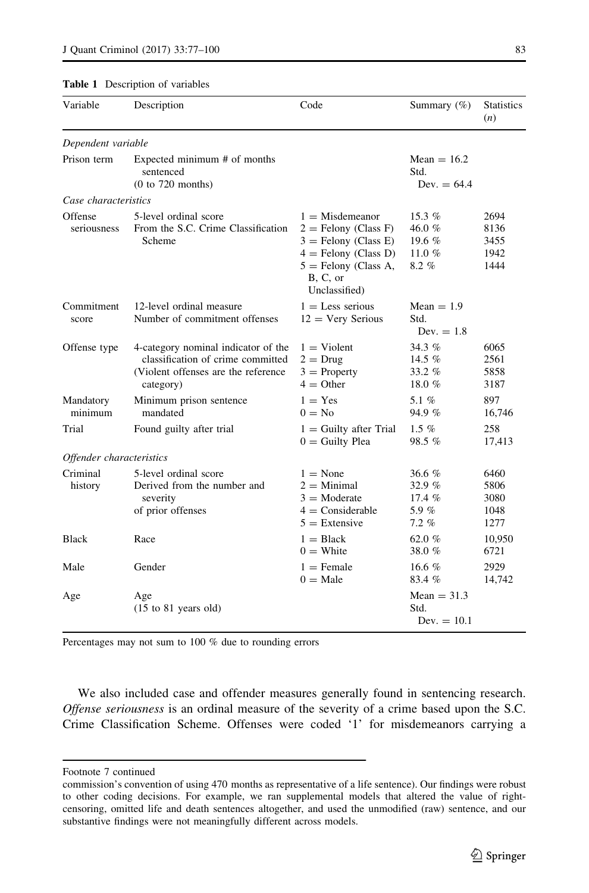**Table 1** Description of variables

| Variable | Description | Code | Summary (%) | Statistics (*n*) |
|---|---|---|---|---|
| *Dependent variable* | | | | |
| Prison term | Expected minimum # of months sentenced (0 to 720 months) | | Mean = 16.2 Std. Dev. = 64.4 | |
| *Case characteristics* | | | | |
| Offense seriousness | 5-level ordinal score From the S.C. Crime Classification Scheme | 1 = Misdemeanor | 15.3 % | 2694 |
| | | 2 = Felony (Class F) | 46.0 % | 8136 |
| | | 3 = Felony (Class E) | 19.6 % | 3455 |
| | | 4 = Felony (Class D) | 11.0 % | 1942 |
| | | 5 = Felony (Class A, B, C, or Unclassified) | 8.2 % | 1444 |
| Commitment score | 12-level ordinal measure Number of commitment offenses | 1 = Less serious 12 = Very Serious | Mean = 1.9 Std. Dev. = 1.8 | |
| Offense type | 4-category nominal indicator of the classification of crime committed (Violent offenses are the reference category) | 1 = Violent | 34.3 % | 6065 |
| | | 2 = Drug | 14.5 % | 2561 |
| | | 3 = Property | 33.2 % | 5858 |
| | | 4 = Other | 18.0 % | 3187 |
| Mandatory minimum | Minimum prison sentence mandated | 1 = Yes | 5.1 % | 897 |
| | | 0 = No | 94.9 % | 16,746 |
| Trial | Found guilty after trial | 1 = Guilty after Trial | 1.5 % | 258 |
| | | 0 = Guilty Plea | 98.5 % | 17,413 |
| *Offender characteristics* | | | | |
| Criminal history | 5-level ordinal score Derived from the number and severity of prior offenses | 1 = None | 36.6 % | 6460 |
| | | 2 = Minimal | 32.9 % | 5806 |
| | | 3 = Moderate | 17.4 % | 3080 |
| | | 4 = Considerable | 5.9 % | 1048 |
| | | 5 = Extensive | 7.2 % | 1277 |
| Black | Race | 1 = Black | 62.0 % | 10,950 |
| | | 0 = White | 38.0 % | 6721 |
| Male | Gender | 1 = Female | 16.6 % | 2929 |
| | | 0 = Male | 83.4 % | 14,742 |
| Age | Age (15 to 81 years old) | | Mean = 31.3 Std. Dev. = 10.1 | |

Percentages may not sum to 100 % due to rounding errors

We also included case and offender measures generally found in sentencing research. *Offense seriousness* is an ordinal measure of the severity of a crime based upon the S.C. Crime Classification Scheme. Offenses were coded '1' for misdemeanors carrying a

---

Footnote 7 continued

commission's convention of using 470 months as representative of a life sentence). Our findings were robust to other coding decisions. For example, we ran supplemental models that altered the value of right-censoring, omitted life and death sentences altogether, and used the unmodified (raw) sentence, and our substantive findings were not meaningfully different across models.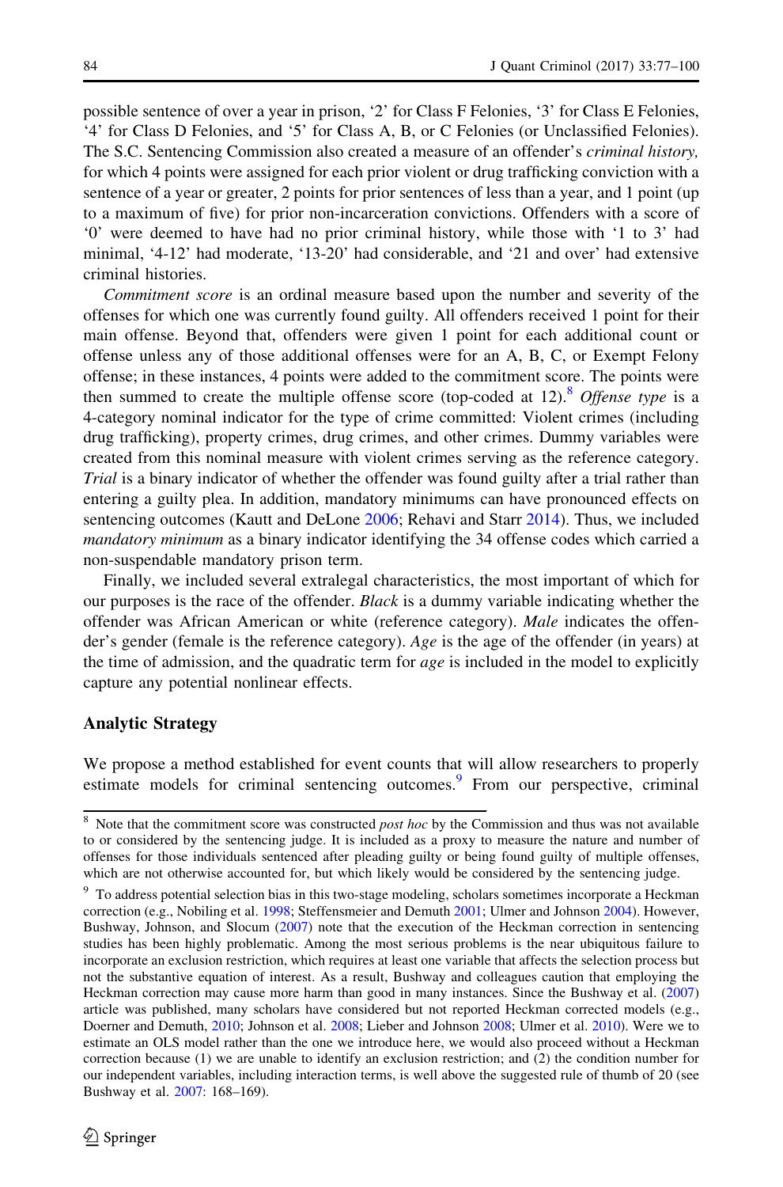possible sentence of over a year in prison, '2' for Class F Felonies, '3' for Class E Felonies, '4' for Class D Felonies, and '5' for Class A, B, or C Felonies (or Unclassified Felonies). The S.C. Sentencing Commission also created a measure of an offender's *criminal history*, for which 4 points were assigned for each prior violent or drug trafficking conviction with a sentence of a year or greater, 2 points for prior sentences of less than a year, and 1 point (up to a maximum of five) for prior non-incarceration convictions. Offenders with a score of '0' were deemed to have had no prior criminal history, while those with '1 to 3' had minimal, '4-12' had moderate, '13-20' had considerable, and '21 and over' had extensive criminal histories.

*Commitment score* is an ordinal measure based upon the number and severity of the offenses for which one was currently found guilty. All offenders received 1 point for their main offense. Beyond that, offenders were given 1 point for each additional count or offense unless any of those additional offenses were for an A, B, C, or Exempt Felony offense; in these instances, 4 points were added to the commitment score. The points were then summed to create the multiple offense score (top-coded at 12).[8] *Offense type* is a 4-category nominal indicator for the type of crime committed: Violent crimes (including drug trafficking), property crimes, drug crimes, and other crimes. Dummy variables were created from this nominal measure with violent crimes serving as the reference category. *Trial* is a binary indicator of whether the offender was found guilty after a trial rather than entering a guilty plea. In addition, mandatory minimums can have pronounced effects on sentencing outcomes (Kautt and DeLone 2006; Rehavi and Starr 2014). Thus, we included *mandatory minimum* as a binary indicator identifying the 34 offense codes which carried a non-suspendable mandatory prison term.

Finally, we included several extralegal characteristics, the most important of which for our purposes is the race of the offender. *Black* is a dummy variable indicating whether the offender was African American or white (reference category). *Male* indicates the offender's gender (female is the reference category). *Age* is the age of the offender (in years) at the time of admission, and the quadratic term for *age* is included in the model to explicitly capture any potential nonlinear effects.

### Analytic Strategy

We propose a method established for event counts that will allow researchers to properly estimate models for criminal sentencing outcomes.[9] From our perspective, criminal

---

[8] Note that the commitment score was constructed *post hoc* by the Commission and thus was not available to or considered by the sentencing judge. It is included as a proxy to measure the nature and number of offenses for those individuals sentenced after pleading guilty or being found guilty of multiple offenses, which are not otherwise accounted for, but which likely would be considered by the sentencing judge.

[9] To address potential selection bias in this two-stage modeling, scholars sometimes incorporate a Heckman correction (e.g., Nobiling et al. 1998; Steffensmeier and Demuth 2001; Ulmer and Johnson 2004). However, Bushway, Johnson, and Slocum (2007) note that the execution of the Heckman correction in sentencing studies has been highly problematic. Among the most serious problems is the near ubiquitous failure to incorporate an exclusion restriction, which requires at least one variable that affects the selection process but not the substantive equation of interest. As a result, Bushway and colleagues caution that employing the Heckman correction may cause more harm than good in many instances. Since the Bushway et al. (2007) article was published, many scholars have considered but not reported Heckman corrected models (e.g., Doerner and Demuth, 2010; Johnson et al. 2008; Lieber and Johnson 2008; Ulmer et al. 2010). Were we to estimate an OLS model rather than the one we introduce here, we would also proceed without a Heckman correction because (1) we are unable to identify an exclusion restriction; and (2) the condition number for our independent variables, including interaction terms, is well above the suggested rule of thumb of 20 (see Bushway et al. 2007: 168–169).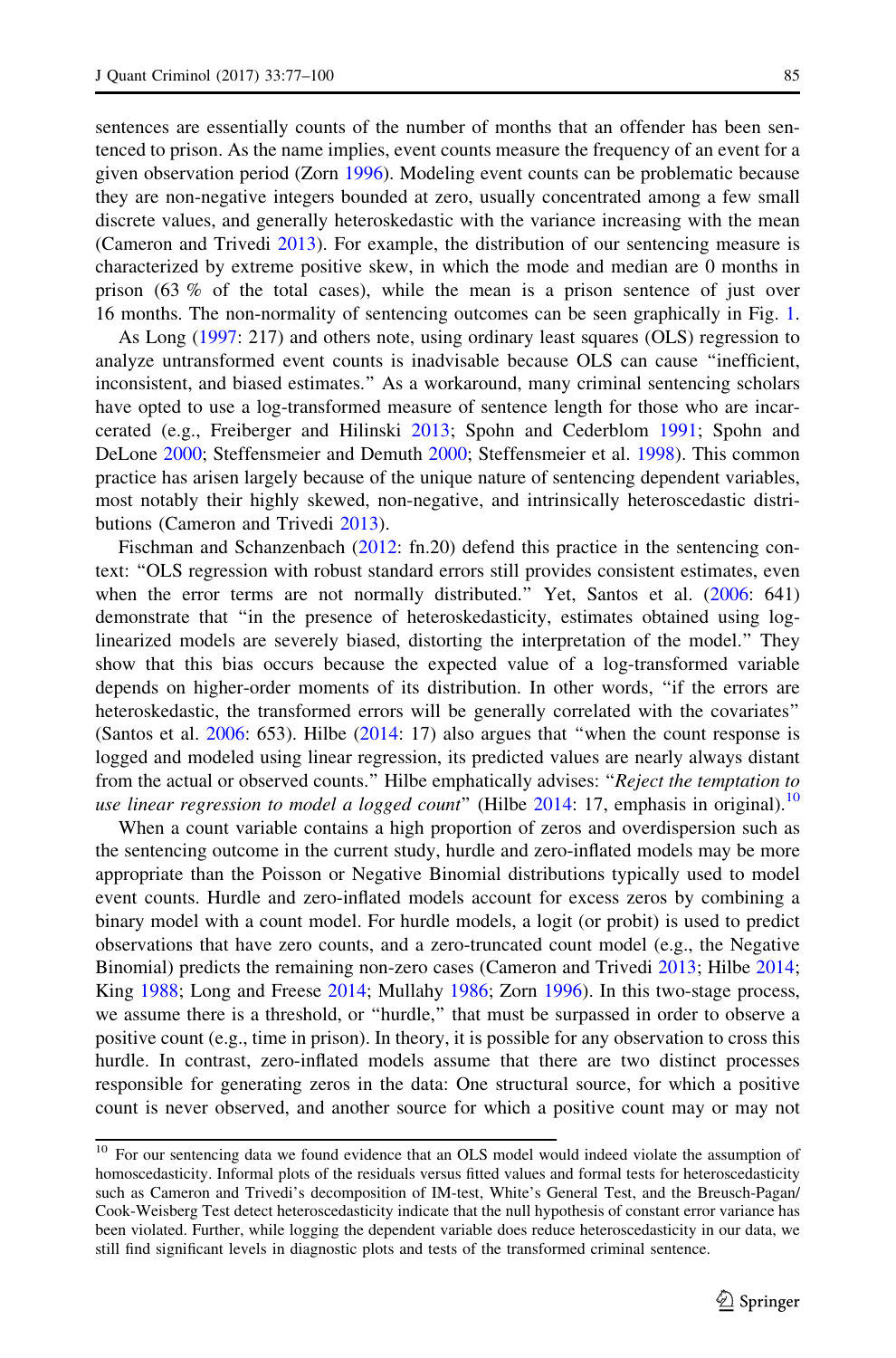sentences are essentially counts of the number of months that an offender has been sentenced to prison. As the name implies, event counts measure the frequency of an event for a given observation period (Zorn 1996). Modeling event counts can be problematic because they are non-negative integers bounded at zero, usually concentrated among a few small discrete values, and generally heteroskedastic with the variance increasing with the mean (Cameron and Trivedi 2013). For example, the distribution of our sentencing measure is characterized by extreme positive skew, in which the mode and median are 0 months in prison (63 % of the total cases), while the mean is a prison sentence of just over 16 months. The non-normality of sentencing outcomes can be seen graphically in Fig. 1.

As Long (1997: 217) and others note, using ordinary least squares (OLS) regression to analyze untransformed event counts is inadvisable because OLS can cause "inefficient, inconsistent, and biased estimates." As a workaround, many criminal sentencing scholars have opted to use a log-transformed measure of sentence length for those who are incarcerated (e.g., Freiberger and Hilinski 2013; Spohn and Cederblom 1991; Spohn and DeLone 2000; Steffensmeier and Demuth 2000; Steffensmeier et al. 1998). This common practice has arisen largely because of the unique nature of sentencing dependent variables, most notably their highly skewed, non-negative, and intrinsically heteroscedastic distributions (Cameron and Trivedi 2013).

Fischman and Schanzenbach (2012: fn.20) defend this practice in the sentencing context: "OLS regression with robust standard errors still provides consistent estimates, even when the error terms are not normally distributed." Yet, Santos et al. (2006: 641) demonstrate that "in the presence of heteroskedasticity, estimates obtained using log-linearized models are severely biased, distorting the interpretation of the model." They show that this bias occurs because the expected value of a log-transformed variable depends on higher-order moments of its distribution. In other words, "if the errors are heteroskedastic, the transformed errors will be generally correlated with the covariates" (Santos et al. 2006: 653). Hilbe (2014: 17) also argues that "when the count response is logged and modeled using linear regression, its predicted values are nearly always distant from the actual or observed counts." Hilbe emphatically advises: "*Reject the temptation to use linear regression to model a logged count*" (Hilbe 2014: 17, emphasis in original).[10]

When a count variable contains a high proportion of zeros and overdispersion such as the sentencing outcome in the current study, hurdle and zero-inflated models may be more appropriate than the Poisson or Negative Binomial distributions typically used to model event counts. Hurdle and zero-inflated models account for excess zeros by combining a binary model with a count model. For hurdle models, a logit (or probit) is used to predict observations that have zero counts, and a zero-truncated count model (e.g., the Negative Binomial) predicts the remaining non-zero cases (Cameron and Trivedi 2013; Hilbe 2014; King 1988; Long and Freese 2014; Mullahy 1986; Zorn 1996). In this two-stage process, we assume there is a threshold, or "hurdle," that must be surpassed in order to observe a positive count (e.g., time in prison). In theory, it is possible for any observation to cross this hurdle. In contrast, zero-inflated models assume that there are two distinct processes responsible for generating zeros in the data: One structural source, for which a positive count is never observed, and another source for which a positive count may or may not

[10] For our sentencing data we found evidence that an OLS model would indeed violate the assumption of homoscedasticity. Informal plots of the residuals versus fitted values and formal tests for heteroscedasticity such as Cameron and Trivedi's decomposition of IM-test, White's General Test, and the Breusch-Pagan/Cook-Weisberg Test detect heteroscedasticity indicate that the null hypothesis of constant error variance has been violated. Further, while logging the dependent variable does reduce heteroscedasticity in our data, we still find significant levels in diagnostic plots and tests of the transformed criminal sentence.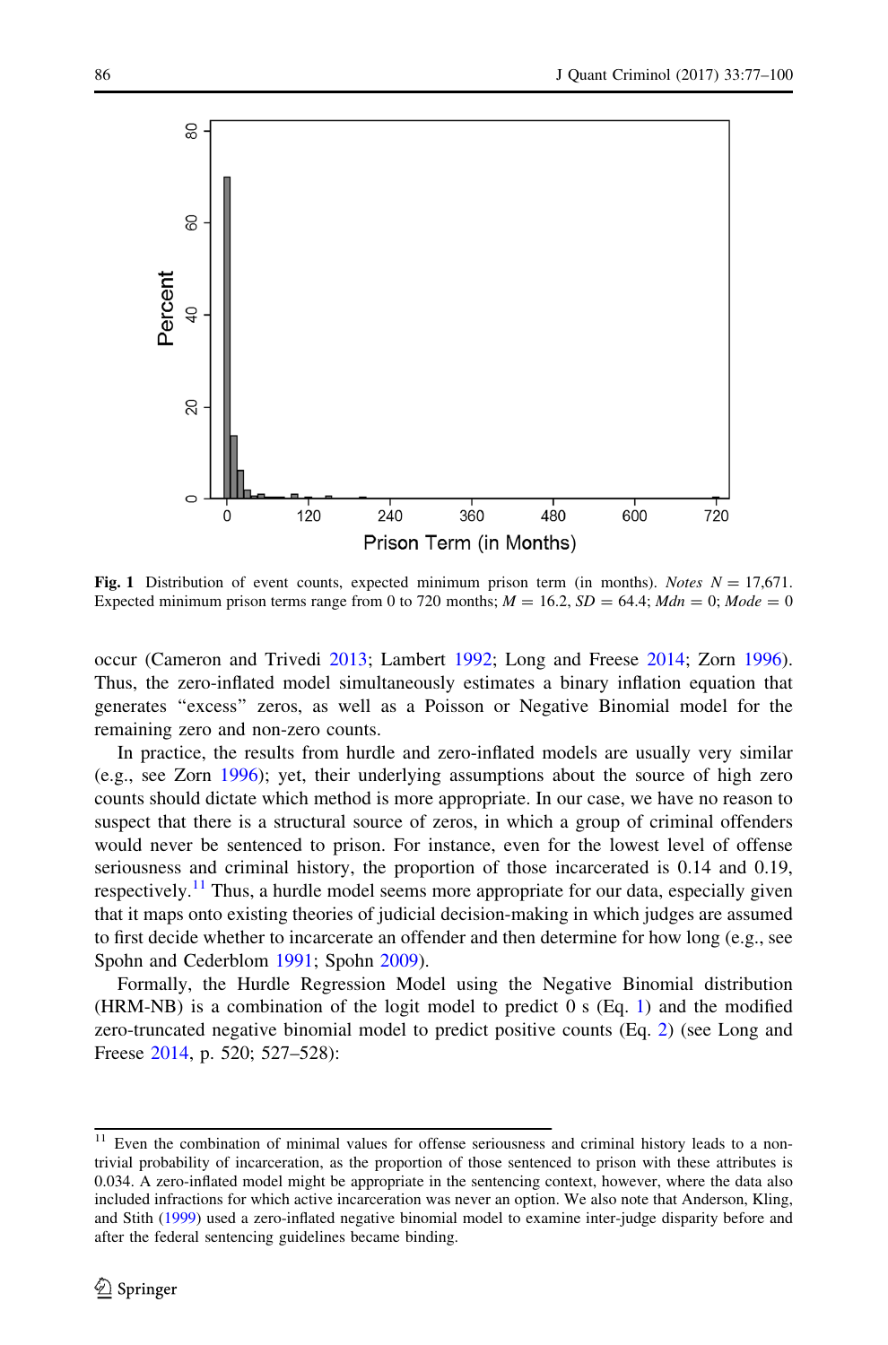**Fig. 1** Distribution of event counts, expected minimum prison term (in months). *Notes* $N = 17{,}671$. Expected minimum prison terms range from 0 to 720 months; $M = 16.2$, $SD = 64.4$; $Mdn = 0$; $Mode = 0$

occur (Cameron and Trivedi 2013; Lambert 1992; Long and Freese 2014; Zorn 1996). Thus, the zero-inflated model simultaneously estimates a binary inflation equation that generates "excess" zeros, as well as a Poisson or Negative Binomial model for the remaining zero and non-zero counts.

In practice, the results from hurdle and zero-inflated models are usually very similar (e.g., see Zorn 1996); yet, their underlying assumptions about the source of high zero counts should dictate which method is more appropriate. In our case, we have no reason to suspect that there is a structural source of zeros, in which a group of criminal offenders would never be sentenced to prison. For instance, even for the lowest level of offense seriousness and criminal history, the proportion of those incarcerated is 0.14 and 0.19, respectively.[11] Thus, a hurdle model seems more appropriate for our data, especially given that it maps onto existing theories of judicial decision-making in which judges are assumed to first decide whether to incarcerate an offender and then determine for how long (e.g., see Spohn and Cederblom 1991; Spohn 2009).

Formally, the Hurdle Regression Model using the Negative Binomial distribution (HRM-NB) is a combination of the logit model to predict 0 s (Eq. 1) and the modified zero-truncated negative binomial model to predict positive counts (Eq. 2) (see Long and Freese 2014, p. 520; 527–528):

[11] Even the combination of minimal values for offense seriousness and criminal history leads to a non-trivial probability of incarceration, as the proportion of those sentenced to prison with these attributes is 0.034. A zero-inflated model might be appropriate in the sentencing context, however, where the data also included infractions for which active incarceration was never an option. We also note that Anderson, Kling, and Stith (1999) used a zero-inflated negative binomial model to examine inter-judge disparity before and after the federal sentencing guidelines became binding.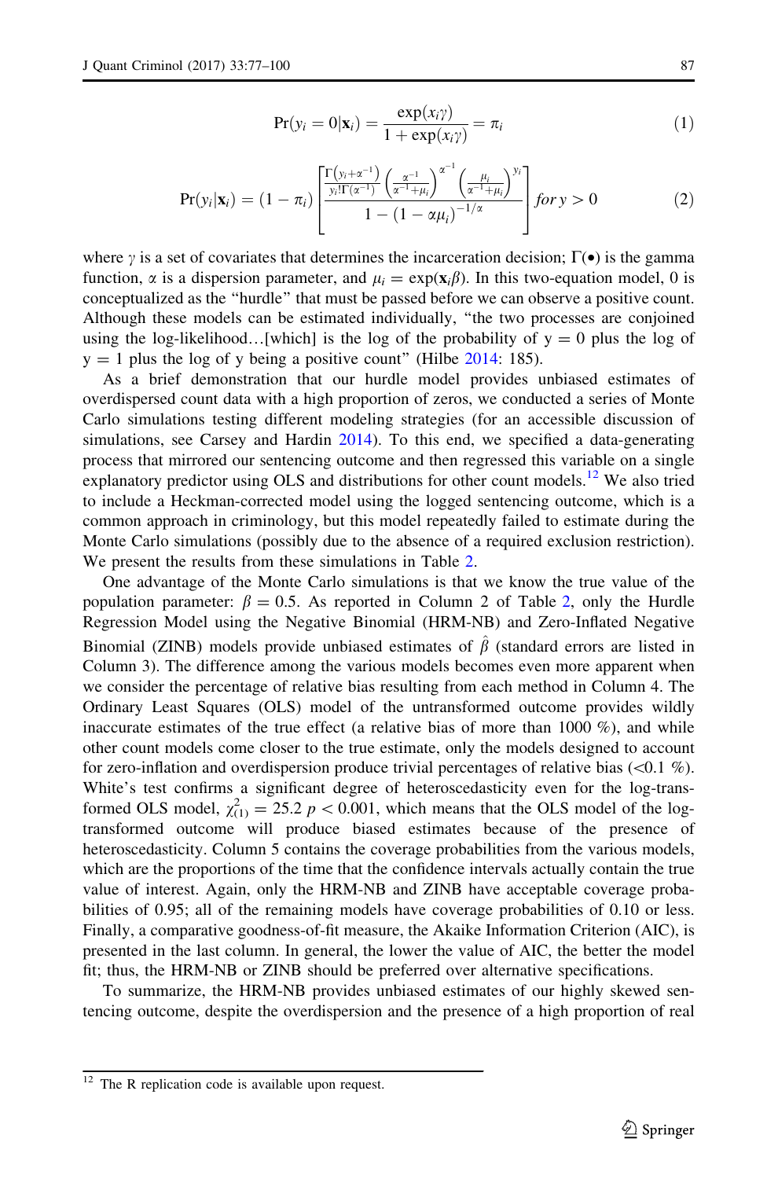$$\Pr(y_i = 0|\mathbf{x}_i) = \frac{\exp(x_i\gamma)}{1 + \exp(x_i\gamma)} = \pi_i \tag{1}$$

$$\Pr(y_i|\mathbf{x}_i) = (1 - \pi_i)\left[\frac{\frac{\Gamma\left(y_i+\alpha^{-1}\right)}{y_i!\Gamma\left(\alpha^{-1}\right)}\left(\frac{\alpha^{-1}}{\alpha^{-1}+\mu_i}\right)^{\alpha^{-1}}\left(\frac{\mu_i}{\alpha^{-1}+\mu_i}\right)^{y_i}}{1-\left(1-\alpha\mu_i\right)^{-1/\alpha}}\right] for\, y > 0 \tag{2}$$

where $\gamma$ is a set of covariates that determines the incarceration decision; $\Gamma(\bullet)$ is the gamma function, $\alpha$ is a dispersion parameter, and $\mu_i = \exp(\mathbf{x}_i\beta)$. In this two-equation model, 0 is conceptualized as the "hurdle" that must be passed before we can observe a positive count. Although these models can be estimated individually, "the two processes are conjoined using the log-likelihood…[which] is the log of the probability of y = 0 plus the log of y = 1 plus the log of y being a positive count" (Hilbe 2014: 185).

As a brief demonstration that our hurdle model provides unbiased estimates of overdispersed count data with a high proportion of zeros, we conducted a series of Monte Carlo simulations testing different modeling strategies (for an accessible discussion of simulations, see Carsey and Hardin 2014). To this end, we specified a data-generating process that mirrored our sentencing outcome and then regressed this variable on a single explanatory predictor using OLS and distributions for other count models.[12] We also tried to include a Heckman-corrected model using the logged sentencing outcome, which is a common approach in criminology, but this model repeatedly failed to estimate during the Monte Carlo simulations (possibly due to the absence of a required exclusion restriction). We present the results from these simulations in Table 2.

One advantage of the Monte Carlo simulations is that we know the true value of the population parameter: $\beta = 0.5$. As reported in Column 2 of Table 2, only the Hurdle Regression Model using the Negative Binomial (HRM-NB) and Zero-Inflated Negative Binomial (ZINB) models provide unbiased estimates of $\hat{\beta}$ (standard errors are listed in Column 3). The difference among the various models becomes even more apparent when we consider the percentage of relative bias resulting from each method in Column 4. The Ordinary Least Squares (OLS) model of the untransformed outcome provides wildly inaccurate estimates of the true effect (a relative bias of more than 1000 %), and while other count models come closer to the true estimate, only the models designed to account for zero-inflation and overdispersion produce trivial percentages of relative bias (<0.1 %). White's test confirms a significant degree of heteroscedasticity even for the log-transformed OLS model, $\chi^2_{(1)} = 25.2$ $p < 0.001$, which means that the OLS model of the log-transformed outcome will produce biased estimates because of the presence of heteroscedasticity. Column 5 contains the coverage probabilities from the various models, which are the proportions of the time that the confidence intervals actually contain the true value of interest. Again, only the HRM-NB and ZINB have acceptable coverage probabilities of 0.95; all of the remaining models have coverage probabilities of 0.10 or less. Finally, a comparative goodness-of-fit measure, the Akaike Information Criterion (AIC), is presented in the last column. In general, the lower the value of AIC, the better the model fit; thus, the HRM-NB or ZINB should be preferred over alternative specifications.

To summarize, the HRM-NB provides unbiased estimates of our highly skewed sentencing outcome, despite the overdispersion and the presence of a high proportion of real

[12] The R replication code is available upon request.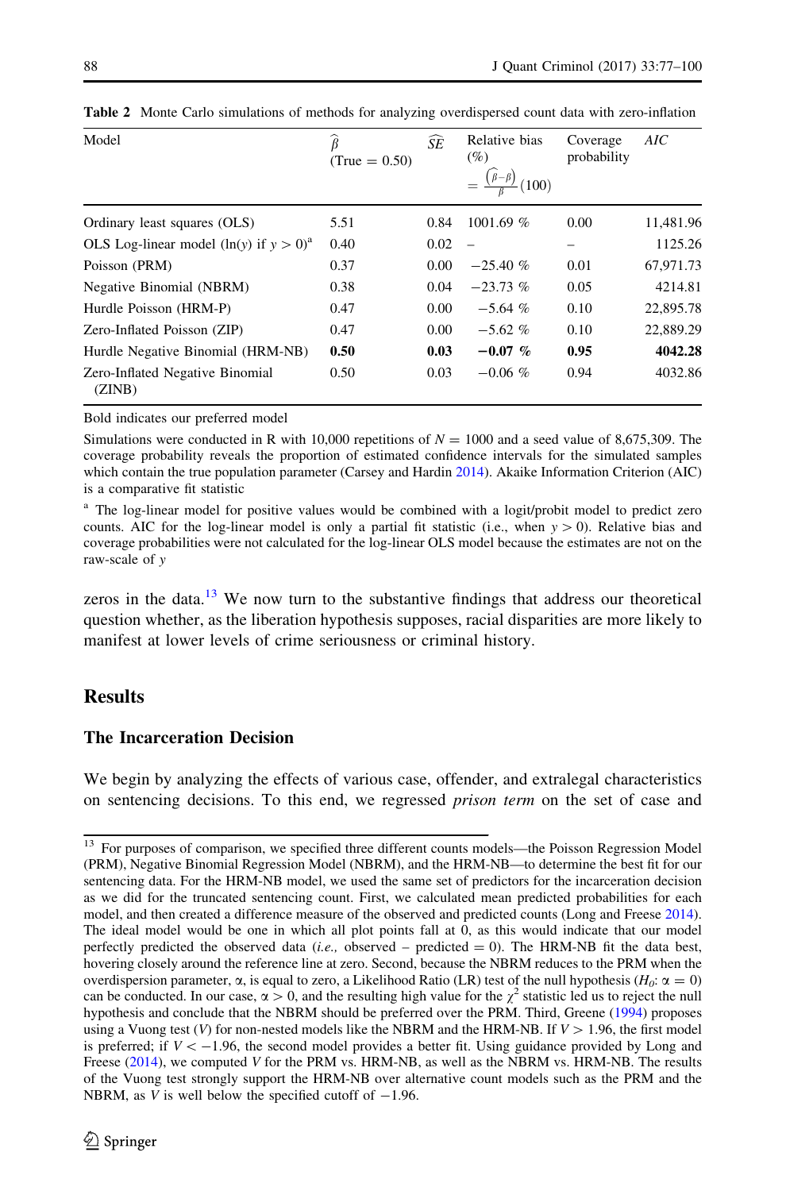**Table 2** Monte Carlo simulations of methods for analyzing overdispersed count data with zero-inflation

| Model | $\widehat{\beta}$ (True = 0.50) | $\widehat{SE}$ | Relative bias (%) $= \frac{(\widehat{\beta}-\beta)}{\beta}(100)$ | Coverage probability | *AIC* |
|---|---|---|---|---|---|
| Ordinary least squares (OLS) | 5.51 | 0.84 | 1001.69 % | 0.00 | 11,481.96 |
| OLS Log-linear model ($\ln(y)$ if $y > 0$)[a] | 0.40 | 0.02 | – | – | 1125.26 |
| Poisson (PRM) | 0.37 | 0.00 | −25.40 % | 0.01 | 67,971.73 |
| Negative Binomial (NBRM) | 0.38 | 0.04 | −23.73 % | 0.05 | 4214.81 |
| Hurdle Poisson (HRM-P) | 0.47 | 0.00 | −5.64 % | 0.10 | 22,895.78 |
| Zero-Inflated Poisson (ZIP) | 0.47 | 0.00 | −5.62 % | 0.10 | 22,889.29 |
| **Hurdle Negative Binomial (HRM-NB)** | **0.50** | **0.03** | **−0.07 %** | **0.95** | **4042.28** |
| Zero-Inflated Negative Binomial (ZINB) | 0.50 | 0.03 | −0.06 % | 0.94 | 4032.86 |

Bold indicates our preferred model

Simulations were conducted in R with 10,000 repetitions of $N = 1000$ and a seed value of 8,675,309. The coverage probability reveals the proportion of estimated confidence intervals for the simulated samples which contain the true population parameter (Carsey and Hardin 2014). Akaike Information Criterion (AIC) is a comparative fit statistic

[a] The log-linear model for positive values would be combined with a logit/probit model to predict zero counts. AIC for the log-linear model is only a partial fit statistic (i.e., when $y > 0$). Relative bias and coverage probabilities were not calculated for the log-linear OLS model because the estimates are not on the raw-scale of *y*

zeros in the data.[13] We now turn to the substantive findings that address our theoretical question whether, as the liberation hypothesis supposes, racial disparities are more likely to manifest at lower levels of crime seriousness or criminal history.

## Results

### The Incarceration Decision

We begin by analyzing the effects of various case, offender, and extralegal characteristics on sentencing decisions. To this end, we regressed *prison term* on the set of case and

[13] For purposes of comparison, we specified three different counts models—the Poisson Regression Model (PRM), Negative Binomial Regression Model (NBRM), and the HRM-NB—to determine the best fit for our sentencing data. For the HRM-NB model, we used the same set of predictors for the incarceration decision as we did for the truncated sentencing count. First, we calculated mean predicted probabilities for each model, and then created a difference measure of the observed and predicted counts (Long and Freese 2014). The ideal model would be one in which all plot points fall at 0, as this would indicate that our model perfectly predicted the observed data (*i.e.,* observed − predicted = 0). The HRM-NB fit the data best, hovering closely around the reference line at zero. Second, because the NBRM reduces to the PRM when the overdispersion parameter, α, is equal to zero, a Likelihood Ratio (LR) test of the null hypothesis ($H_0$: $\alpha = 0$) can be conducted. In our case, $\alpha > 0$, and the resulting high value for the $\chi^2$ statistic led us to reject the null hypothesis and conclude that the NBRM should be preferred over the PRM. Third, Greene (1994) proposes using a Vuong test ($V$) for non-nested models like the NBRM and the HRM-NB. If $V > 1.96$, the first model is preferred; if $V < -1.96$, the second model provides a better fit. Using guidance provided by Long and Freese (2014), we computed $V$ for the PRM vs. HRM-NB, as well as the NBRM vs. HRM-NB. The results of the Vuong test strongly support the HRM-NB over alternative count models such as the PRM and the NBRM, as $V$ is well below the specified cutoff of −1.96.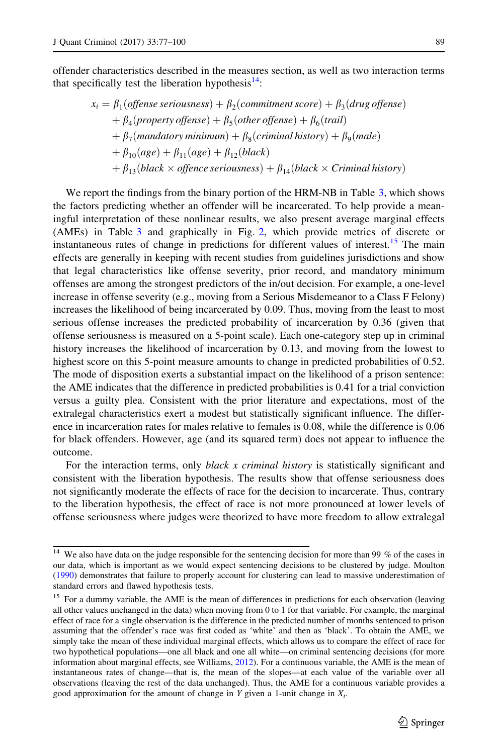offender characteristics described in the measures section, as well as two interaction terms that specifically test the liberation hypothesis[14]:

$$
\begin{aligned}
x_i = {} & \beta_1(\textit{offense seriousness}) + \beta_2(\textit{commitment score}) + \beta_3(\textit{drug offense}) \\
& + \beta_4(\textit{property offense}) + \beta_5(\textit{other offense}) + \beta_6(\textit{trail}) \\
& + \beta_7(\textit{mandatory minimum}) + \beta_8(\textit{criminal history}) + \beta_9(\textit{male}) \\
& + \beta_{10}(\textit{age}) + \beta_{11}(\textit{age}) + \beta_{12}(\textit{black}) \\
& + \beta_{13}(\textit{black} \times \textit{offence seriousness}) + \beta_{14}(\textit{black} \times \textit{Criminal history})
\end{aligned}
$$

We report the findings from the binary portion of the HRM-NB in Table 3, which shows the factors predicting whether an offender will be incarcerated. To help provide a meaningful interpretation of these nonlinear results, we also present average marginal effects (AMEs) in Table 3 and graphically in Fig. 2, which provide metrics of discrete or instantaneous rates of change in predictions for different values of interest.[15] The main effects are generally in keeping with recent studies from guidelines jurisdictions and show that legal characteristics like offense severity, prior record, and mandatory minimum offenses are among the strongest predictors of the in/out decision. For example, a one-level increase in offense severity (e.g., moving from a Serious Misdemeanor to a Class F Felony) increases the likelihood of being incarcerated by 0.09. Thus, moving from the least to most serious offense increases the predicted probability of incarceration by 0.36 (given that offense seriousness is measured on a 5-point scale). Each one-category step up in criminal history increases the likelihood of incarceration by 0.13, and moving from the lowest to highest score on this 5-point measure amounts to change in predicted probabilities of 0.52. The mode of disposition exerts a substantial impact on the likelihood of a prison sentence: the AME indicates that the difference in predicted probabilities is 0.41 for a trial conviction versus a guilty plea. Consistent with the prior literature and expectations, most of the extralegal characteristics exert a modest but statistically significant influence. The difference in incarceration rates for males relative to females is 0.08, while the difference is 0.06 for black offenders. However, age (and its squared term) does not appear to influence the outcome.

For the interaction terms, only *black x criminal history* is statistically significant and consistent with the liberation hypothesis. The results show that offense seriousness does not significantly moderate the effects of race for the decision to incarcerate. Thus, contrary to the liberation hypothesis, the effect of race is not more pronounced at lower levels of offense seriousness where judges were theorized to have more freedom to allow extralegal

---

[14] We also have data on the judge responsible for the sentencing decision for more than 99 % of the cases in our data, which is important as we would expect sentencing decisions to be clustered by judge. Moulton (1990) demonstrates that failure to properly account for clustering can lead to massive underestimation of standard errors and flawed hypothesis tests.

[15] For a dummy variable, the AME is the mean of differences in predictions for each observation (leaving all other values unchanged in the data) when moving from 0 to 1 for that variable. For example, the marginal effect of race for a single observation is the difference in the predicted number of months sentenced to prison assuming that the offender's race was first coded as 'white' and then as 'black'. To obtain the AME, we simply take the mean of these individual marginal effects, which allows us to compare the effect of race for two hypothetical populations—one all black and one all white—on criminal sentencing decisions (for more information about marginal effects, see Williams, 2012). For a continuous variable, the AME is the mean of instantaneous rates of change—that is, the mean of the slopes—at each value of the variable over all observations (leaving the rest of the data unchanged). Thus, the AME for a continuous variable provides a good approximation for the amount of change in $Y$ given a 1-unit change in $X_i$.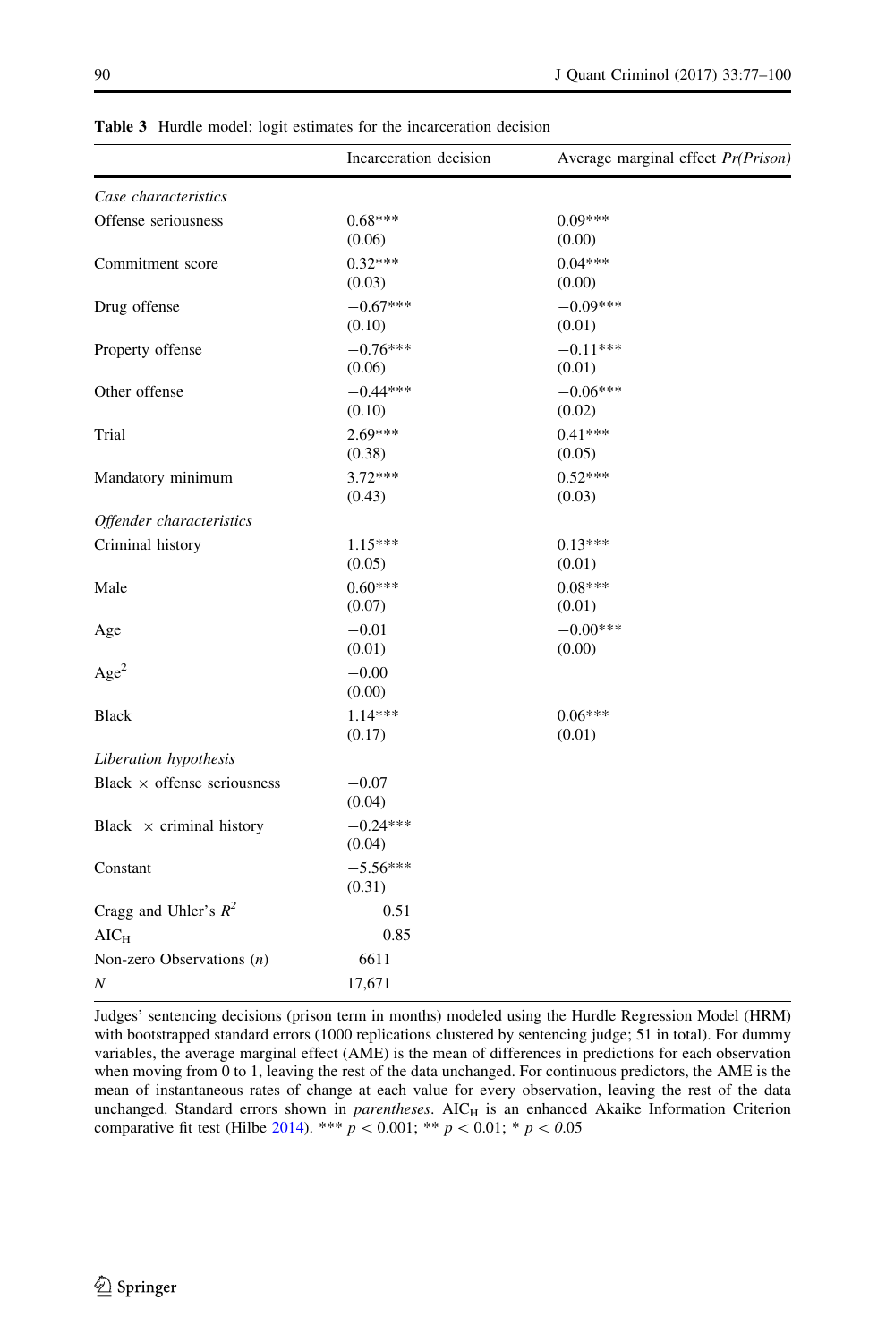**Table 3** Hurdle model: logit estimates for the incarceration decision

| | Incarceration decision | Average marginal effect *Pr(Prison)* |
|---|---|---|
| *Case characteristics* | | |
| Offense seriousness | 0.68*** | 0.09*** |
| | (0.06) | (0.00) |
| Commitment score | 0.32*** | 0.04*** |
| | (0.03) | (0.00) |
| Drug offense | −0.67*** | −0.09*** |
| | (0.10) | (0.01) |
| Property offense | −0.76*** | −0.11*** |
| | (0.06) | (0.01) |
| Other offense | −0.44*** | −0.06*** |
| | (0.10) | (0.02) |
| Trial | 2.69*** | 0.41*** |
| | (0.38) | (0.05) |
| Mandatory minimum | 3.72*** | 0.52*** |
| | (0.43) | (0.03) |
| *Offender characteristics* | | |
| Criminal history | 1.15*** | 0.13*** |
| | (0.05) | (0.01) |
| Male | 0.60*** | 0.08*** |
| | (0.07) | (0.01) |
| Age | −0.01 | −0.00*** |
| | (0.01) | (0.00) |
| $Age^2$ | −0.00 | |
| | (0.00) | |
| Black | 1.14*** | 0.06*** |
| | (0.17) | (0.01) |
| *Liberation hypothesis* | | |
| Black × offense seriousness | −0.07 | |
| | (0.04) | |
| Black × criminal history | −0.24*** | |
| | (0.04) | |
| Constant | −5.56*** | |
| | (0.31) | |
| Cragg and Uhler's $R^2$ | 0.51 | |
| $AIC_H$ | 0.85 | |
| Non-zero Observations (*n*) | 6611 | |
| *N* | 17,671 | |

Judges' sentencing decisions (prison term in months) modeled using the Hurdle Regression Model (HRM) with bootstrapped standard errors (1000 replications clustered by sentencing judge; 51 in total). For dummy variables, the average marginal effect (AME) is the mean of differences in predictions for each observation when moving from 0 to 1, leaving the rest of the data unchanged. For continuous predictors, the AME is the mean of instantaneous rates of change at each value for every observation, leaving the rest of the data unchanged. Standard errors shown in *parentheses*. $AIC_H$ is an enhanced Akaike Information Criterion comparative fit test (Hilbe 2014). *** $p < 0.001$; ** $p < 0.01$; * $p < 0.05$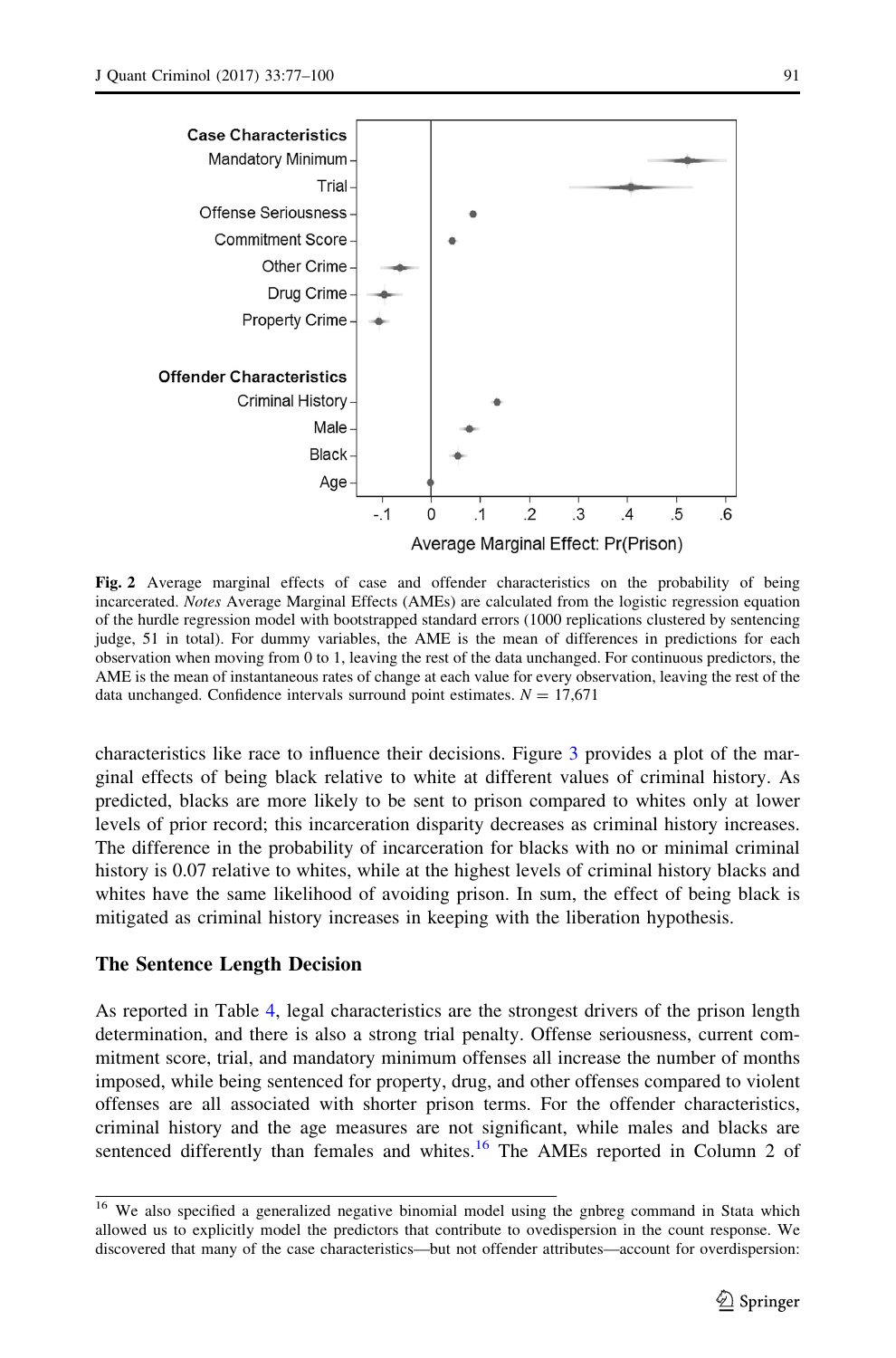**Fig. 2** Average marginal effects of case and offender characteristics on the probability of being incarcerated. *Notes* Average Marginal Effects (AMEs) are calculated from the logistic regression equation of the hurdle regression model with bootstrapped standard errors (1000 replications clustered by sentencing judge, 51 in total). For dummy variables, the AME is the mean of differences in predictions for each observation when moving from 0 to 1, leaving the rest of the data unchanged. For continuous predictors, the AME is the mean of instantaneous rates of change at each value for every observation, leaving the rest of the data unchanged. Confidence intervals surround point estimates. $N = 17{,}671$

characteristics like race to influence their decisions. Figure 3 provides a plot of the marginal effects of being black relative to white at different values of criminal history. As predicted, blacks are more likely to be sent to prison compared to whites only at lower levels of prior record; this incarceration disparity decreases as criminal history increases. The difference in the probability of incarceration for blacks with no or minimal criminal history is 0.07 relative to whites, while at the highest levels of criminal history blacks and whites have the same likelihood of avoiding prison. In sum, the effect of being black is mitigated as criminal history increases in keeping with the liberation hypothesis.

### The Sentence Length Decision

As reported in Table 4, legal characteristics are the strongest drivers of the prison length determination, and there is also a strong trial penalty. Offense seriousness, current commitment score, trial, and mandatory minimum offenses all increase the number of months imposed, while being sentenced for property, drug, and other offenses compared to violent offenses are all associated with shorter prison terms. For the offender characteristics, criminal history and the age measures are not significant, while males and blacks are sentenced differently than females and whites.[16] The AMEs reported in Column 2 of

[16] We also specified a generalized negative binomial model using the gnbreg command in Stata which allowed us to explicitly model the predictors that contribute to ovedispersion in the count response. We discovered that many of the case characteristics—but not offender attributes—account for overdispersion: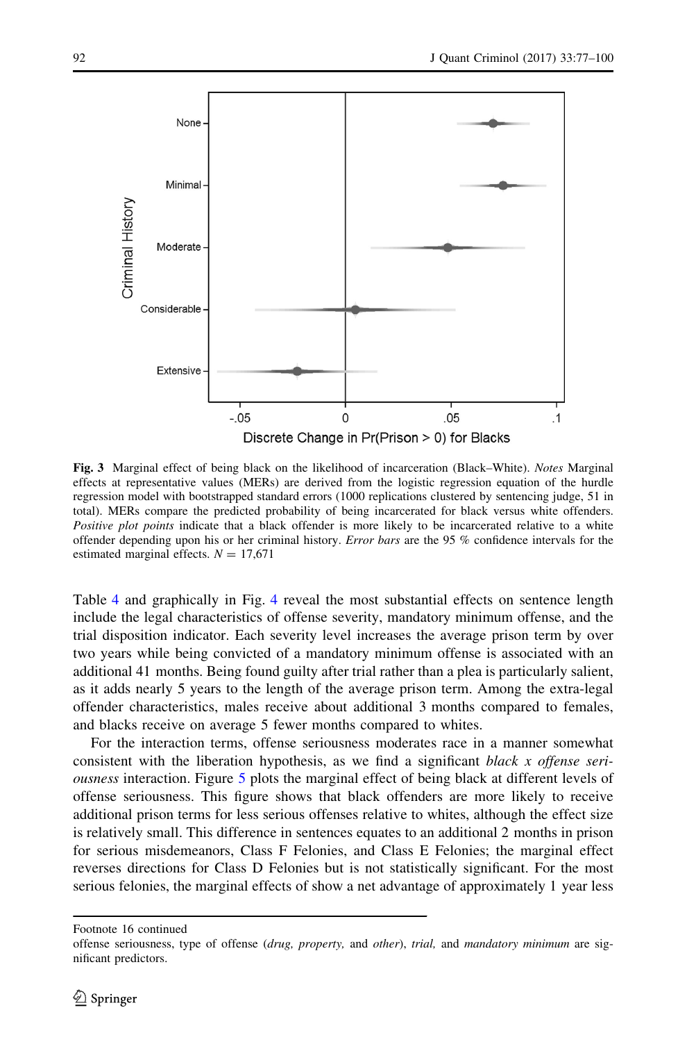**Fig. 3** Marginal effect of being black on the likelihood of incarceration (Black–White). *Notes* Marginal effects at representative values (MERs) are derived from the logistic regression equation of the hurdle regression model with bootstrapped standard errors (1000 replications clustered by sentencing judge, 51 in total). MERs compare the predicted probability of being incarcerated for black versus white offenders. *Positive plot points* indicate that a black offender is more likely to be incarcerated relative to a white offender depending upon his or her criminal history. *Error bars* are the 95 % confidence intervals for the estimated marginal effects. $N = 17{,}671$

Table 4 and graphically in Fig. 4 reveal the most substantial effects on sentence length include the legal characteristics of offense severity, mandatory minimum offense, and the trial disposition indicator. Each severity level increases the average prison term by over two years while being convicted of a mandatory minimum offense is associated with an additional 41 months. Being found guilty after trial rather than a plea is particularly salient, as it adds nearly 5 years to the length of the average prison term. Among the extra-legal offender characteristics, males receive about additional 3 months compared to females, and blacks receive on average 5 fewer months compared to whites.

For the interaction terms, offense seriousness moderates race in a manner somewhat consistent with the liberation hypothesis, as we find a significant *black x offense seriousness* interaction. Figure 5 plots the marginal effect of being black at different levels of offense seriousness. This figure shows that black offenders are more likely to receive additional prison terms for less serious offenses relative to whites, although the effect size is relatively small. This difference in sentences equates to an additional 2 months in prison for serious misdemeanors, Class F Felonies, and Class E Felonies; the marginal effect reverses directions for Class D Felonies but is not statistically significant. For the most serious felonies, the marginal effects of show a net advantage of approximately 1 year less

Footnote 16 continued

offense seriousness, type of offense (*drug, property,* and *other*), *trial,* and *mandatory minimum* are significant predictors.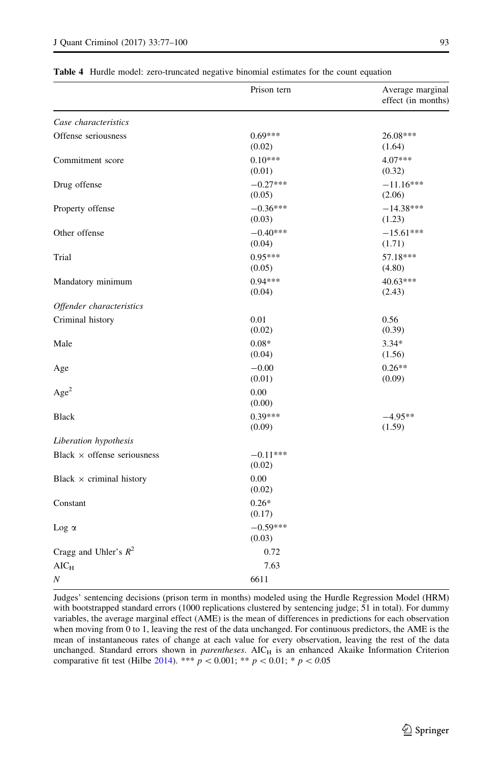**Table 4** Hurdle model: zero-truncated negative binomial estimates for the count equation

| | Prison tern | Average marginal effect (in months) |
|---|---|---|
| *Case characteristics* | | |
| Offense seriousness | 0.69***<br>(0.02) | 26.08***<br>(1.64) |
| Commitment score | 0.10***<br>(0.01) | 4.07***<br>(0.32) |
| Drug offense | −0.27***<br>(0.05) | −11.16***<br>(2.06) |
| Property offense | −0.36***<br>(0.03) | −14.38***<br>(1.23) |
| Other offense | −0.40***<br>(0.04) | −15.61***<br>(1.71) |
| Trial | 0.95***<br>(0.05) | 57.18***<br>(4.80) |
| Mandatory minimum | 0.94***<br>(0.04) | 40.63***<br>(2.43) |
| *Offender characteristics* | | |
| Criminal history | 0.01<br>(0.02) | 0.56<br>(0.39) |
| Male | 0.08*<br>(0.04) | 3.34*<br>(1.56) |
| Age | −0.00<br>(0.01) | 0.26**<br>(0.09) |
| $Age^2$ | 0.00<br>(0.00) | |
| Black | 0.39***<br>(0.09) | −4.95**<br>(1.59) |
| *Liberation hypothesis* | | |
| Black × offense seriousness | −0.11***<br>(0.02) | |
| Black × criminal history | 0.00<br>(0.02) | |
| Constant | 0.26*<br>(0.17) | |
| Log α | −0.59***<br>(0.03) | |
| Cragg and Uhler's $R^2$ | 0.72 | |
| $AIC_H$ | 7.63 | |
| *N* | 6611 | |

Judges' sentencing decisions (prison term in months) modeled using the Hurdle Regression Model (HRM) with bootstrapped standard errors (1000 replications clustered by sentencing judge; 51 in total). For dummy variables, the average marginal effect (AME) is the mean of differences in predictions for each observation when moving from 0 to 1, leaving the rest of the data unchanged. For continuous predictors, the AME is the mean of instantaneous rates of change at each value for every observation, leaving the rest of the data unchanged. Standard errors shown in *parentheses*. $AIC_H$ is an enhanced Akaike Information Criterion comparative fit test (Hilbe 2014). *** $p < 0.001$; ** $p < 0.01$; * $p < 0.05$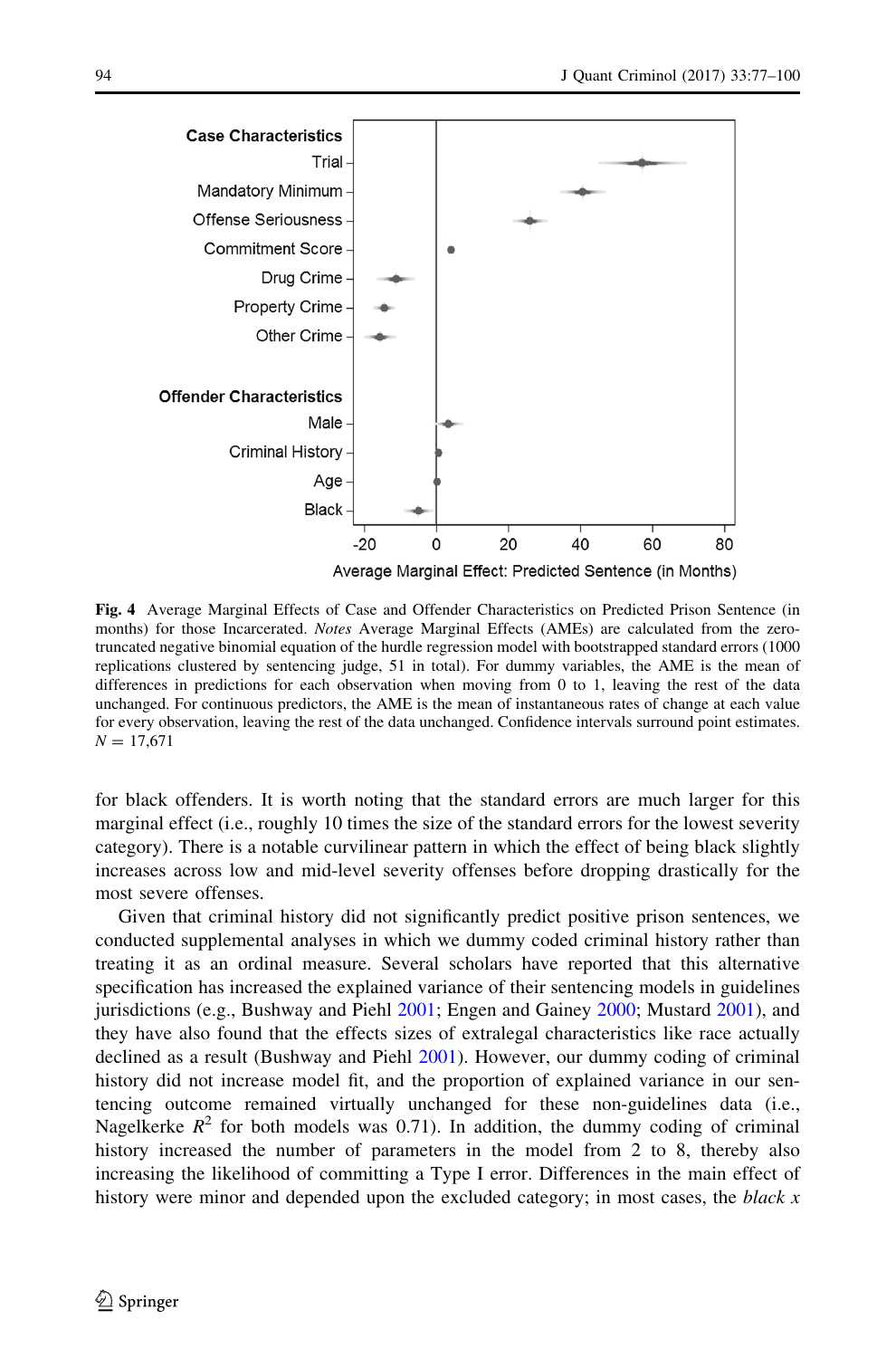**Fig. 4** Average Marginal Effects of Case and Offender Characteristics on Predicted Prison Sentence (in months) for those Incarcerated. *Notes* Average Marginal Effects (AMEs) are calculated from the zero-truncated negative binomial equation of the hurdle regression model with bootstrapped standard errors (1000 replications clustered by sentencing judge, 51 in total). For dummy variables, the AME is the mean of differences in predictions for each observation when moving from 0 to 1, leaving the rest of the data unchanged. For continuous predictors, the AME is the mean of instantaneous rates of change at each value for every observation, leaving the rest of the data unchanged. Confidence intervals surround point estimates. $N = 17{,}671$

for black offenders. It is worth noting that the standard errors are much larger for this marginal effect (i.e., roughly 10 times the size of the standard errors for the lowest severity category). There is a notable curvilinear pattern in which the effect of being black slightly increases across low and mid-level severity offenses before dropping drastically for the most severe offenses.

Given that criminal history did not significantly predict positive prison sentences, we conducted supplemental analyses in which we dummy coded criminal history rather than treating it as an ordinal measure. Several scholars have reported that this alternative specification has increased the explained variance of their sentencing models in guidelines jurisdictions (e.g., Bushway and Piehl 2001; Engen and Gainey 2000; Mustard 2001), and they have also found that the effects sizes of extralegal characteristics like race actually declined as a result (Bushway and Piehl 2001). However, our dummy coding of criminal history did not increase model fit, and the proportion of explained variance in our sentencing outcome remained virtually unchanged for these non-guidelines data (i.e., Nagelkerke $R^2$ for both models was 0.71). In addition, the dummy coding of criminal history increased the number of parameters in the model from 2 to 8, thereby also increasing the likelihood of committing a Type I error. Differences in the main effect of history were minor and depended upon the excluded category; in most cases, the *black x*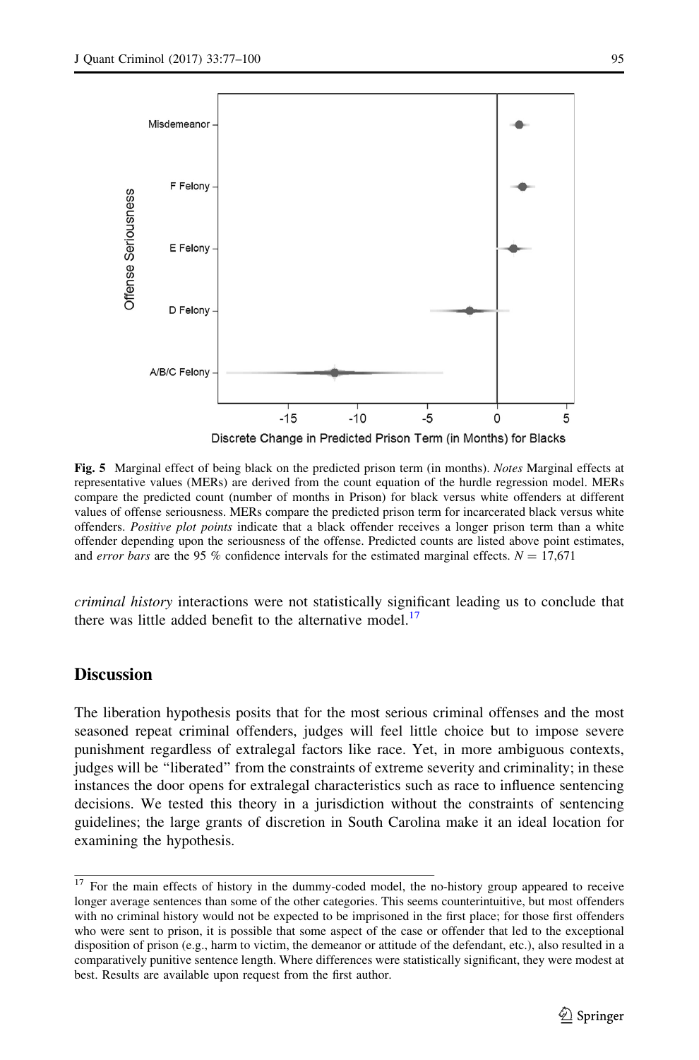Offense Seriousness

Misdemeanor

F Felony

E Felony

D Felony

A/B/C Felony

-15 -10 -5 0 5

Discrete Change in Predicted Prison Term (in Months) for Blacks

**Fig. 5** Marginal effect of being black on the predicted prison term (in months). *Notes* Marginal effects at representative values (MERs) are derived from the count equation of the hurdle regression model. MERs compare the predicted count (number of months in Prison) for black versus white offenders at different values of offense seriousness. MERs compare the predicted prison term for incarcerated black versus white offenders. *Positive plot points* indicate that a black offender receives a longer prison term than a white offender depending upon the seriousness of the offense. Predicted counts are listed above point estimates, and *error bars* are the 95 % confidence intervals for the estimated marginal effects. $N = 17{,}671$

*criminal history* interactions were not statistically significant leading us to conclude that there was little added benefit to the alternative model.[17]

## Discussion

The liberation hypothesis posits that for the most serious criminal offenses and the most seasoned repeat criminal offenders, judges will feel little choice but to impose severe punishment regardless of extralegal factors like race. Yet, in more ambiguous contexts, judges will be "liberated" from the constraints of extreme severity and criminality; in these instances the door opens for extralegal characteristics such as race to influence sentencing decisions. We tested this theory in a jurisdiction without the constraints of sentencing guidelines; the large grants of discretion in South Carolina make it an ideal location for examining the hypothesis.

[17] For the main effects of history in the dummy-coded model, the no-history group appeared to receive longer average sentences than some of the other categories. This seems counterintuitive, but most offenders with no criminal history would not be expected to be imprisoned in the first place; for those first offenders who were sent to prison, it is possible that some aspect of the case or offender that led to the exceptional disposition of prison (e.g., harm to victim, the demeanor or attitude of the defendant, etc.), also resulted in a comparatively punitive sentence length. Where differences were statistically significant, they were modest at best. Results are available upon request from the first author.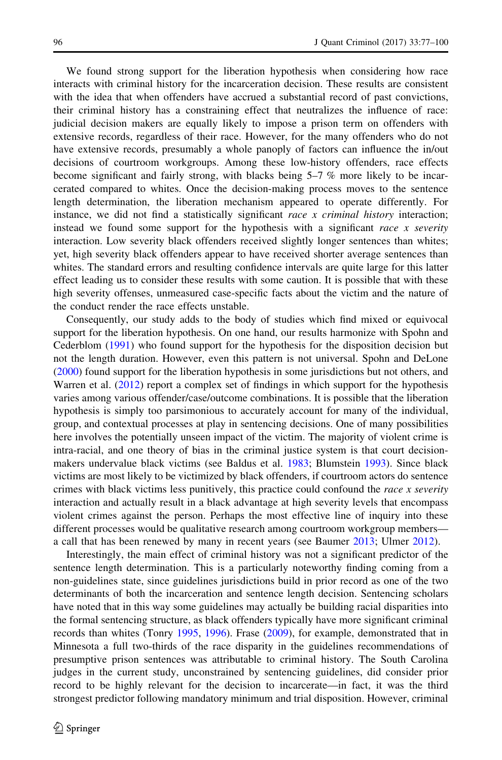We found strong support for the liberation hypothesis when considering how race interacts with criminal history for the incarceration decision. These results are consistent with the idea that when offenders have accrued a substantial record of past convictions, their criminal history has a constraining effect that neutralizes the influence of race: judicial decision makers are equally likely to impose a prison term on offenders with extensive records, regardless of their race. However, for the many offenders who do not have extensive records, presumably a whole panoply of factors can influence the in/out decisions of courtroom workgroups. Among these low-history offenders, race effects become significant and fairly strong, with blacks being 5–7 % more likely to be incarcerated compared to whites. Once the decision-making process moves to the sentence length determination, the liberation mechanism appeared to operate differently. For instance, we did not find a statistically significant *race x criminal history* interaction; instead we found some support for the hypothesis with a significant *race x severity* interaction. Low severity black offenders received slightly longer sentences than whites; yet, high severity black offenders appear to have received shorter average sentences than whites. The standard errors and resulting confidence intervals are quite large for this latter effect leading us to consider these results with some caution. It is possible that with these high severity offenses, unmeasured case-specific facts about the victim and the nature of the conduct render the race effects unstable.

Consequently, our study adds to the body of studies which find mixed or equivocal support for the liberation hypothesis. On one hand, our results harmonize with Spohn and Cederblom (1991) who found support for the hypothesis for the disposition decision but not the length duration. However, even this pattern is not universal. Spohn and DeLone (2000) found support for the liberation hypothesis in some jurisdictions but not others, and Warren et al. (2012) report a complex set of findings in which support for the hypothesis varies among various offender/case/outcome combinations. It is possible that the liberation hypothesis is simply too parsimonious to accurately account for many of the individual, group, and contextual processes at play in sentencing decisions. One of many possibilities here involves the potentially unseen impact of the victim. The majority of violent crime is intra-racial, and one theory of bias in the criminal justice system is that court decision-makers undervalue black victims (see Baldus et al. 1983; Blumstein 1993). Since black victims are most likely to be victimized by black offenders, if courtroom actors do sentence crimes with black victims less punitively, this practice could confound the *race x severity* interaction and actually result in a black advantage at high severity levels that encompass violent crimes against the person. Perhaps the most effective line of inquiry into these different processes would be qualitative research among courtroom workgroup members—a call that has been renewed by many in recent years (see Baumer 2013; Ulmer 2012).

Interestingly, the main effect of criminal history was not a significant predictor of the sentence length determination. This is a particularly noteworthy finding coming from a non-guidelines state, since guidelines jurisdictions build in prior record as one of the two determinants of both the incarceration and sentence length decision. Sentencing scholars have noted that in this way some guidelines may actually be building racial disparities into the formal sentencing structure, as black offenders typically have more significant criminal records than whites (Tonry 1995, 1996). Frase (2009), for example, demonstrated that in Minnesota a full two-thirds of the race disparity in the guidelines recommendations of presumptive prison sentences was attributable to criminal history. The South Carolina judges in the current study, unconstrained by sentencing guidelines, did consider prior record to be highly relevant for the decision to incarcerate—in fact, it was the third strongest predictor following mandatory minimum and trial disposition. However, criminal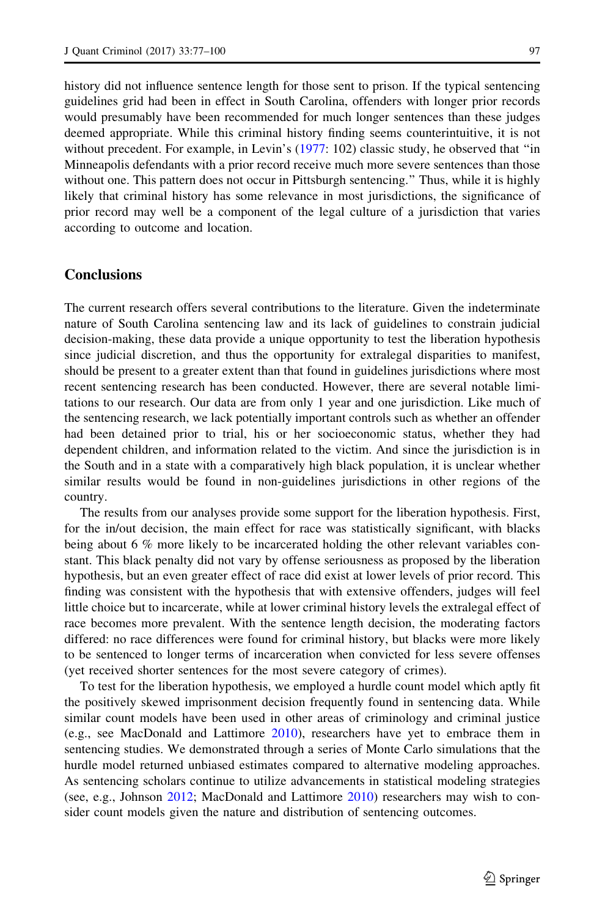history did not influence sentence length for those sent to prison. If the typical sentencing guidelines grid had been in effect in South Carolina, offenders with longer prior records would presumably have been recommended for much longer sentences than these judges deemed appropriate. While this criminal history finding seems counterintuitive, it is not without precedent. For example, in Levin's (1977: 102) classic study, he observed that "in Minneapolis defendants with a prior record receive much more severe sentences than those without one. This pattern does not occur in Pittsburgh sentencing." Thus, while it is highly likely that criminal history has some relevance in most jurisdictions, the significance of prior record may well be a component of the legal culture of a jurisdiction that varies according to outcome and location.

## Conclusions

The current research offers several contributions to the literature. Given the indeterminate nature of South Carolina sentencing law and its lack of guidelines to constrain judicial decision-making, these data provide a unique opportunity to test the liberation hypothesis since judicial discretion, and thus the opportunity for extralegal disparities to manifest, should be present to a greater extent than that found in guidelines jurisdictions where most recent sentencing research has been conducted. However, there are several notable limitations to our research. Our data are from only 1 year and one jurisdiction. Like much of the sentencing research, we lack potentially important controls such as whether an offender had been detained prior to trial, his or her socioeconomic status, whether they had dependent children, and information related to the victim. And since the jurisdiction is in the South and in a state with a comparatively high black population, it is unclear whether similar results would be found in non-guidelines jurisdictions in other regions of the country.

The results from our analyses provide some support for the liberation hypothesis. First, for the in/out decision, the main effect for race was statistically significant, with blacks being about 6 % more likely to be incarcerated holding the other relevant variables constant. This black penalty did not vary by offense seriousness as proposed by the liberation hypothesis, but an even greater effect of race did exist at lower levels of prior record. This finding was consistent with the hypothesis that with extensive offenders, judges will feel little choice but to incarcerate, while at lower criminal history levels the extralegal effect of race becomes more prevalent. With the sentence length decision, the moderating factors differed: no race differences were found for criminal history, but blacks were more likely to be sentenced to longer terms of incarceration when convicted for less severe offenses (yet received shorter sentences for the most severe category of crimes).

To test for the liberation hypothesis, we employed a hurdle count model which aptly fit the positively skewed imprisonment decision frequently found in sentencing data. While similar count models have been used in other areas of criminology and criminal justice (e.g., see MacDonald and Lattimore 2010), researchers have yet to embrace them in sentencing studies. We demonstrated through a series of Monte Carlo simulations that the hurdle model returned unbiased estimates compared to alternative modeling approaches. As sentencing scholars continue to utilize advancements in statistical modeling strategies (see, e.g., Johnson 2012; MacDonald and Lattimore 2010) researchers may wish to consider count models given the nature and distribution of sentencing outcomes.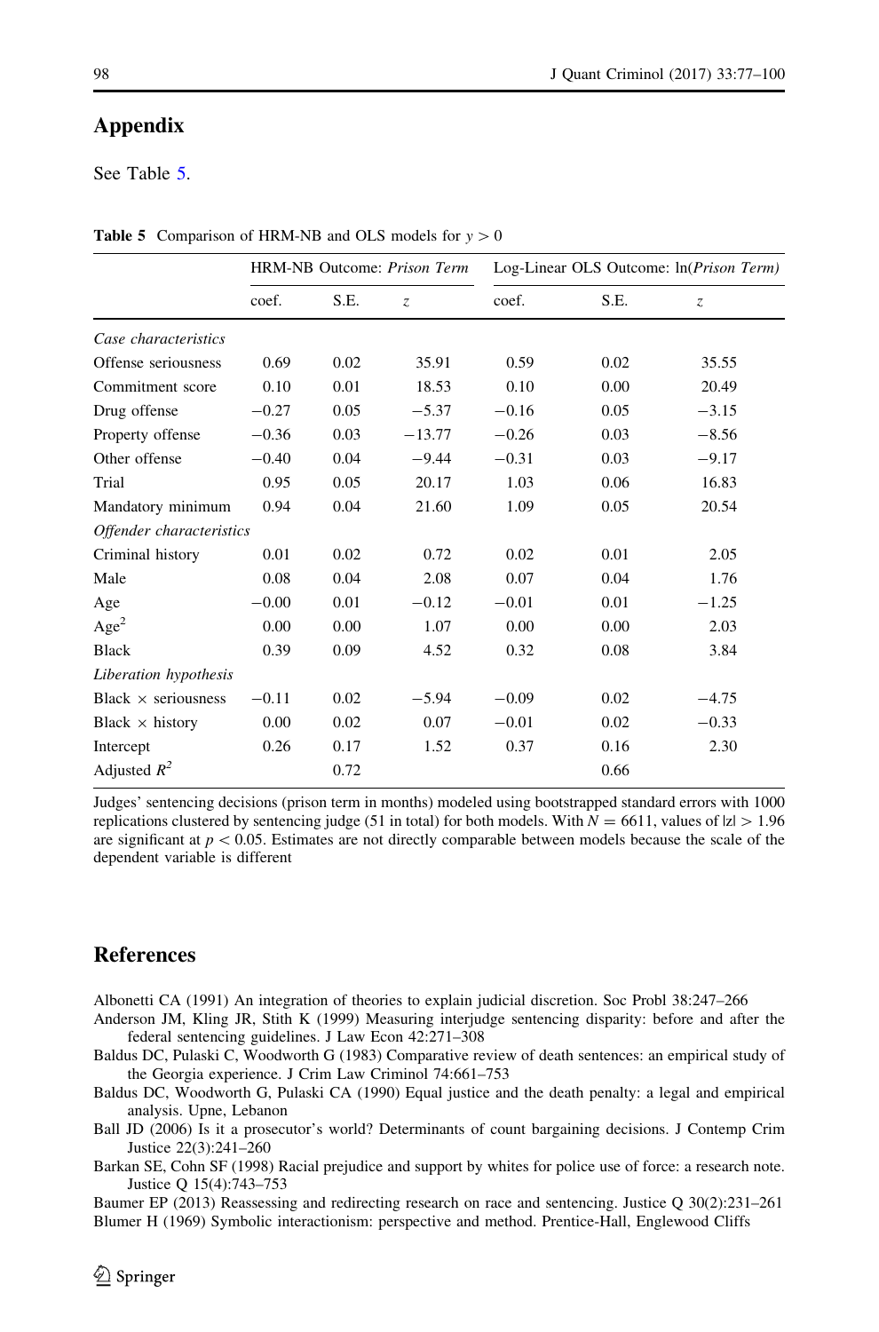## Appendix

See Table 5.

**Table 5** Comparison of HRM-NB and OLS models for $y > 0$

| | HRM-NB Outcome: *Prison Term* | | | Log-Linear OLS Outcome: ln(*Prison Term*) | | |
|---|---|---|---|---|---|---|
| | coef. | S.E. | $z$ | coef. | S.E. | $z$ |
| *Case characteristics* | | | | | | |
| Offense seriousness | 0.69 | 0.02 | 35.91 | 0.59 | 0.02 | 35.55 |
| Commitment score | 0.10 | 0.01 | 18.53 | 0.10 | 0.00 | 20.49 |
| Drug offense | −0.27 | 0.05 | −5.37 | −0.16 | 0.05 | −3.15 |
| Property offense | −0.36 | 0.03 | −13.77 | −0.26 | 0.03 | −8.56 |
| Other offense | −0.40 | 0.04 | −9.44 | −0.31 | 0.03 | −9.17 |
| Trial | 0.95 | 0.05 | 20.17 | 1.03 | 0.06 | 16.83 |
| Mandatory minimum | 0.94 | 0.04 | 21.60 | 1.09 | 0.05 | 20.54 |
| *Offender characteristics* | | | | | | |
| Criminal history | 0.01 | 0.02 | 0.72 | 0.02 | 0.01 | 2.05 |
| Male | 0.08 | 0.04 | 2.08 | 0.07 | 0.04 | 1.76 |
| Age | −0.00 | 0.01 | −0.12 | −0.01 | 0.01 | −1.25 |
| Age$^2$ | 0.00 | 0.00 | 1.07 | 0.00 | 0.00 | 2.03 |
| Black | 0.39 | 0.09 | 4.52 | 0.32 | 0.08 | 3.84 |
| *Liberation hypothesis* | | | | | | |
| Black × seriousness | −0.11 | 0.02 | −5.94 | −0.09 | 0.02 | −4.75 |
| Black × history | 0.00 | 0.02 | 0.07 | −0.01 | 0.02 | −0.33 |
| Intercept | 0.26 | 0.17 | 1.52 | 0.37 | 0.16 | 2.30 |
| Adjusted $R^2$ | | 0.72 | | | 0.66 | |

Judges' sentencing decisions (prison term in months) modeled using bootstrapped standard errors with 1000 replications clustered by sentencing judge (51 in total) for both models. With $N = 6611$, values of $|z| > 1.96$ are significant at $p < 0.05$. Estimates are not directly comparable between models because the scale of the dependent variable is different

## References

Albonetti CA (1991) An integration of theories to explain judicial discretion. Soc Probl 38:247–266

Anderson JM, Kling JR, Stith K (1999) Measuring interjudge sentencing disparity: before and after the federal sentencing guidelines. J Law Econ 42:271–308

Baldus DC, Pulaski C, Woodworth G (1983) Comparative review of death sentences: an empirical study of the Georgia experience. J Crim Law Criminol 74:661–753

Baldus DC, Woodworth G, Pulaski CA (1990) Equal justice and the death penalty: a legal and empirical analysis. Upne, Lebanon

Ball JD (2006) Is it a prosecutor's world? Determinants of count bargaining decisions. J Contemp Crim Justice 22(3):241–260

Barkan SE, Cohn SF (1998) Racial prejudice and support by whites for police use of force: a research note. Justice Q 15(4):743–753

Baumer EP (2013) Reassessing and redirecting research on race and sentencing. Justice Q 30(2):231–261

Blumer H (1969) Symbolic interactionism: perspective and method. Prentice-Hall, Englewood Cliffs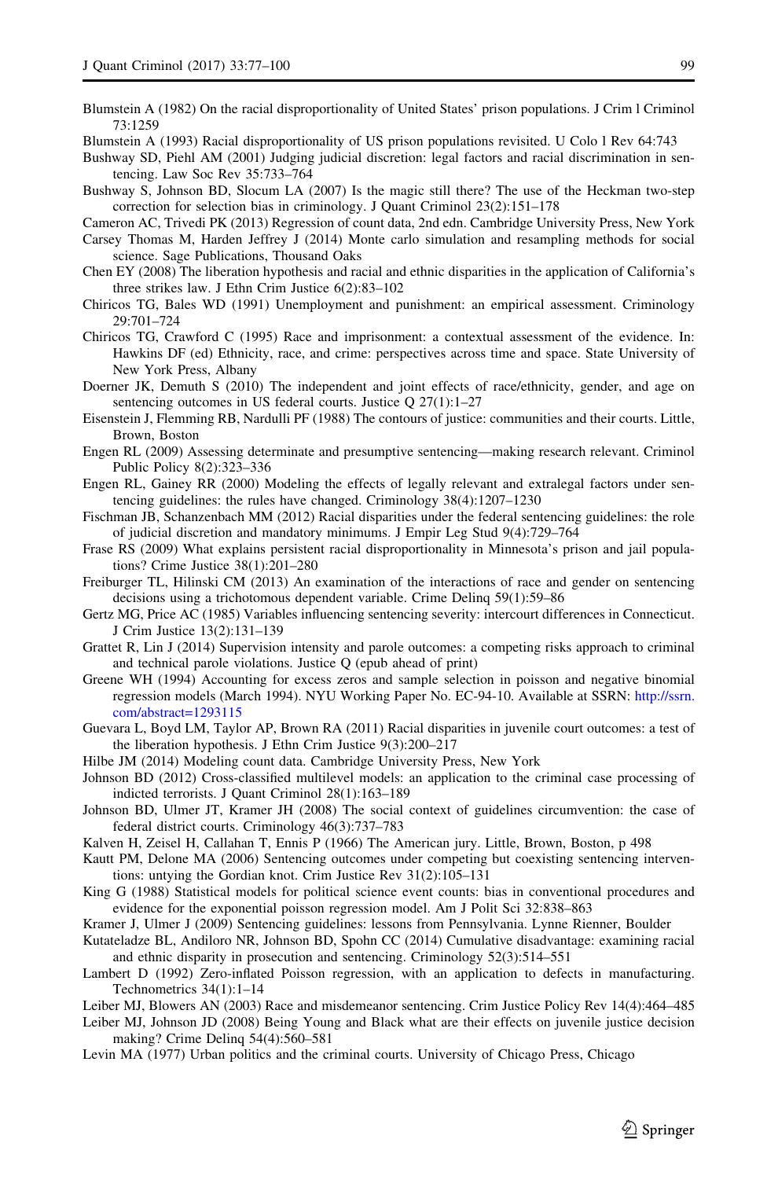Blumstein A (1982) On the racial disproportionality of United States' prison populations. J Crim l Criminol 73:1259

Blumstein A (1993) Racial disproportionality of US prison populations revisited. U Colo l Rev 64:743

Bushway SD, Piehl AM (2001) Judging judicial discretion: legal factors and racial discrimination in sentencing. Law Soc Rev 35:733–764

Bushway S, Johnson BD, Slocum LA (2007) Is the magic still there? The use of the Heckman two-step correction for selection bias in criminology. J Quant Criminol 23(2):151–178

Cameron AC, Trivedi PK (2013) Regression of count data, 2nd edn. Cambridge University Press, New York

Carsey Thomas M, Harden Jeffrey J (2014) Monte carlo simulation and resampling methods for social science. Sage Publications, Thousand Oaks

Chen EY (2008) The liberation hypothesis and racial and ethnic disparities in the application of California's three strikes law. J Ethn Crim Justice 6(2):83–102

Chiricos TG, Bales WD (1991) Unemployment and punishment: an empirical assessment. Criminology 29:701–724

Chiricos TG, Crawford C (1995) Race and imprisonment: a contextual assessment of the evidence. In: Hawkins DF (ed) Ethnicity, race, and crime: perspectives across time and space. State University of New York Press, Albany

Doerner JK, Demuth S (2010) The independent and joint effects of race/ethnicity, gender, and age on sentencing outcomes in US federal courts. Justice Q 27(1):1–27

Eisenstein J, Flemming RB, Nardulli PF (1988) The contours of justice: communities and their courts. Little, Brown, Boston

Engen RL (2009) Assessing determinate and presumptive sentencing—making research relevant. Criminol Public Policy 8(2):323–336

Engen RL, Gainey RR (2000) Modeling the effects of legally relevant and extralegal factors under sentencing guidelines: the rules have changed. Criminology 38(4):1207–1230

Fischman JB, Schanzenbach MM (2012) Racial disparities under the federal sentencing guidelines: the role of judicial discretion and mandatory minimums. J Empir Leg Stud 9(4):729–764

Frase RS (2009) What explains persistent racial disproportionality in Minnesota's prison and jail populations? Crime Justice 38(1):201–280

Freiburger TL, Hilinski CM (2013) An examination of the interactions of race and gender on sentencing decisions using a trichotomous dependent variable. Crime Delinq 59(1):59–86

Gertz MG, Price AC (1985) Variables influencing sentencing severity: intercourt differences in Connecticut. J Crim Justice 13(2):131–139

Grattet R, Lin J (2014) Supervision intensity and parole outcomes: a competing risks approach to criminal and technical parole violations. Justice Q (epub ahead of print)

Greene WH (1994) Accounting for excess zeros and sample selection in poisson and negative binomial regression models (March 1994). NYU Working Paper No. EC-94-10. Available at SSRN: http://ssrn.com/abstract=1293115

Guevara L, Boyd LM, Taylor AP, Brown RA (2011) Racial disparities in juvenile court outcomes: a test of the liberation hypothesis. J Ethn Crim Justice 9(3):200–217

Hilbe JM (2014) Modeling count data. Cambridge University Press, New York

Johnson BD (2012) Cross-classified multilevel models: an application to the criminal case processing of indicted terrorists. J Quant Criminol 28(1):163–189

Johnson BD, Ulmer JT, Kramer JH (2008) The social context of guidelines circumvention: the case of federal district courts. Criminology 46(3):737–783

Kalven H, Zeisel H, Callahan T, Ennis P (1966) The American jury. Little, Brown, Boston, p 498

Kautt PM, Delone MA (2006) Sentencing outcomes under competing but coexisting sentencing interventions: untying the Gordian knot. Crim Justice Rev 31(2):105–131

King G (1988) Statistical models for political science event counts: bias in conventional procedures and evidence for the exponential poisson regression model. Am J Polit Sci 32:838–863

Kramer J, Ulmer J (2009) Sentencing guidelines: lessons from Pennsylvania. Lynne Rienner, Boulder

Kutateladze BL, Andiloro NR, Johnson BD, Spohn CC (2014) Cumulative disadvantage: examining racial and ethnic disparity in prosecution and sentencing. Criminology 52(3):514–551

Lambert D (1992) Zero-inflated Poisson regression, with an application to defects in manufacturing. Technometrics 34(1):1–14

Leiber MJ, Blowers AN (2003) Race and misdemeanor sentencing. Crim Justice Policy Rev 14(4):464–485

Leiber MJ, Johnson JD (2008) Being Young and Black what are their effects on juvenile justice decision making? Crime Delinq 54(4):560–581

Levin MA (1977) Urban politics and the criminal courts. University of Chicago Press, Chicago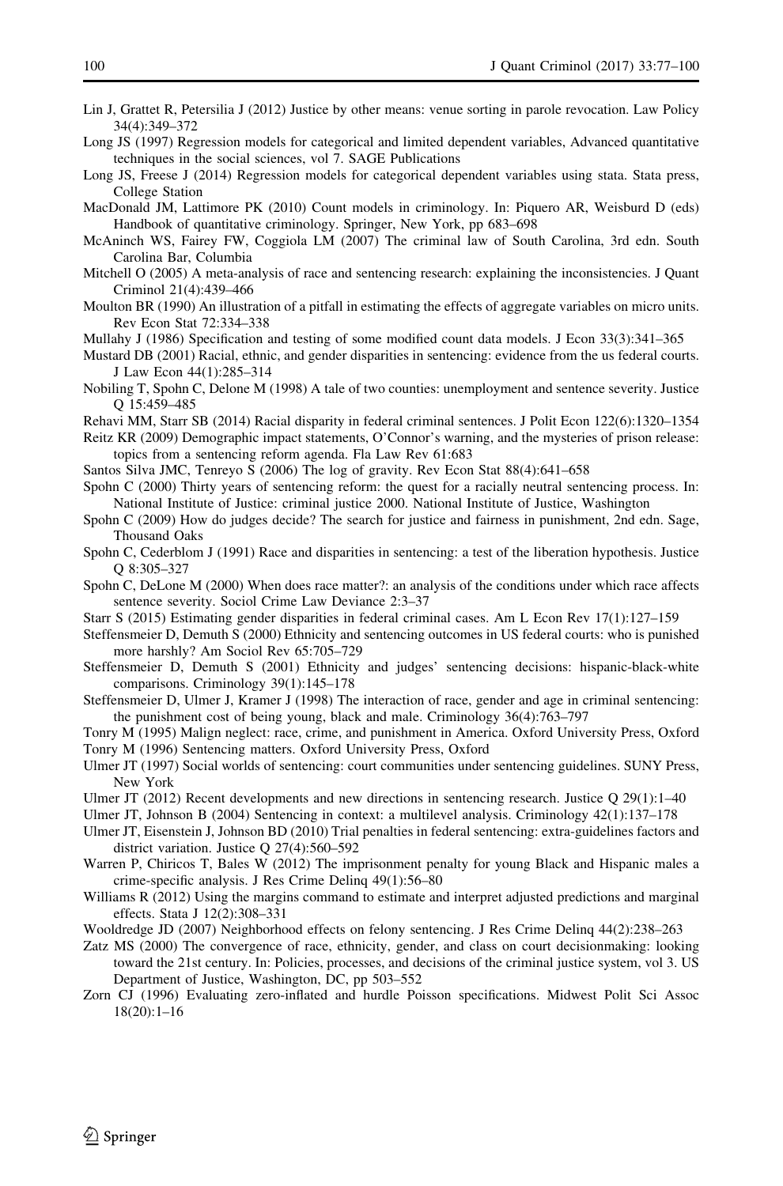Lin J, Grattet R, Petersilia J (2012) Justice by other means: venue sorting in parole revocation. Law Policy 34(4):349–372

Long JS (1997) Regression models for categorical and limited dependent variables, Advanced quantitative techniques in the social sciences, vol 7. SAGE Publications

Long JS, Freese J (2014) Regression models for categorical dependent variables using stata. Stata press, College Station

MacDonald JM, Lattimore PK (2010) Count models in criminology. In: Piquero AR, Weisburd D (eds) Handbook of quantitative criminology. Springer, New York, pp 683–698

McAninch WS, Fairey FW, Coggiola LM (2007) The criminal law of South Carolina, 3rd edn. South Carolina Bar, Columbia

Mitchell O (2005) A meta-analysis of race and sentencing research: explaining the inconsistencies. J Quant Criminol 21(4):439–466

Moulton BR (1990) An illustration of a pitfall in estimating the effects of aggregate variables on micro units. Rev Econ Stat 72:334–338

Mullahy J (1986) Specification and testing of some modified count data models. J Econ 33(3):341–365

Mustard DB (2001) Racial, ethnic, and gender disparities in sentencing: evidence from the us federal courts. J Law Econ 44(1):285–314

Nobiling T, Spohn C, Delone M (1998) A tale of two counties: unemployment and sentence severity. Justice Q 15:459–485

Rehavi MM, Starr SB (2014) Racial disparity in federal criminal sentences. J Polit Econ 122(6):1320–1354

Reitz KR (2009) Demographic impact statements, O'Connor's warning, and the mysteries of prison release: topics from a sentencing reform agenda. Fla Law Rev 61:683

Santos Silva JMC, Tenreyo S (2006) The log of gravity. Rev Econ Stat 88(4):641–658

Spohn C (2000) Thirty years of sentencing reform: the quest for a racially neutral sentencing process. In: National Institute of Justice: criminal justice 2000. National Institute of Justice, Washington

Spohn C (2009) How do judges decide? The search for justice and fairness in punishment, 2nd edn. Sage, Thousand Oaks

Spohn C, Cederblom J (1991) Race and disparities in sentencing: a test of the liberation hypothesis. Justice Q 8:305–327

Spohn C, DeLone M (2000) When does race matter?: an analysis of the conditions under which race affects sentence severity. Sociol Crime Law Deviance 2:3–37

Starr S (2015) Estimating gender disparities in federal criminal cases. Am L Econ Rev 17(1):127–159

Steffensmeier D, Demuth S (2000) Ethnicity and sentencing outcomes in US federal courts: who is punished more harshly? Am Sociol Rev 65:705–729

Steffensmeier D, Demuth S (2001) Ethnicity and judges' sentencing decisions: hispanic-black-white comparisons. Criminology 39(1):145–178

Steffensmeier D, Ulmer J, Kramer J (1998) The interaction of race, gender and age in criminal sentencing: the punishment cost of being young, black and male. Criminology 36(4):763–797

Tonry M (1995) Malign neglect: race, crime, and punishment in America. Oxford University Press, Oxford

Tonry M (1996) Sentencing matters. Oxford University Press, Oxford

Ulmer JT (1997) Social worlds of sentencing: court communities under sentencing guidelines. SUNY Press, New York

Ulmer JT (2012) Recent developments and new directions in sentencing research. Justice Q 29(1):1–40

Ulmer JT, Johnson B (2004) Sentencing in context: a multilevel analysis. Criminology 42(1):137–178

Ulmer JT, Eisenstein J, Johnson BD (2010) Trial penalties in federal sentencing: extra-guidelines factors and district variation. Justice Q 27(4):560–592

Warren P, Chiricos T, Bales W (2012) The imprisonment penalty for young Black and Hispanic males a crime-specific analysis. J Res Crime Delinq 49(1):56–80

Williams R (2012) Using the margins command to estimate and interpret adjusted predictions and marginal effects. Stata J 12(2):308–331

Wooldredge JD (2007) Neighborhood effects on felony sentencing. J Res Crime Delinq 44(2):238–263

Zatz MS (2000) The convergence of race, ethnicity, gender, and class on court decisionmaking: looking toward the 21st century. In: Policies, processes, and decisions of the criminal justice system, vol 3. US Department of Justice, Washington, DC, pp 503–552

Zorn CJ (1996) Evaluating zero-inflated and hurdle Poisson specifications. Midwest Polit Sci Assoc 18(20):1–16